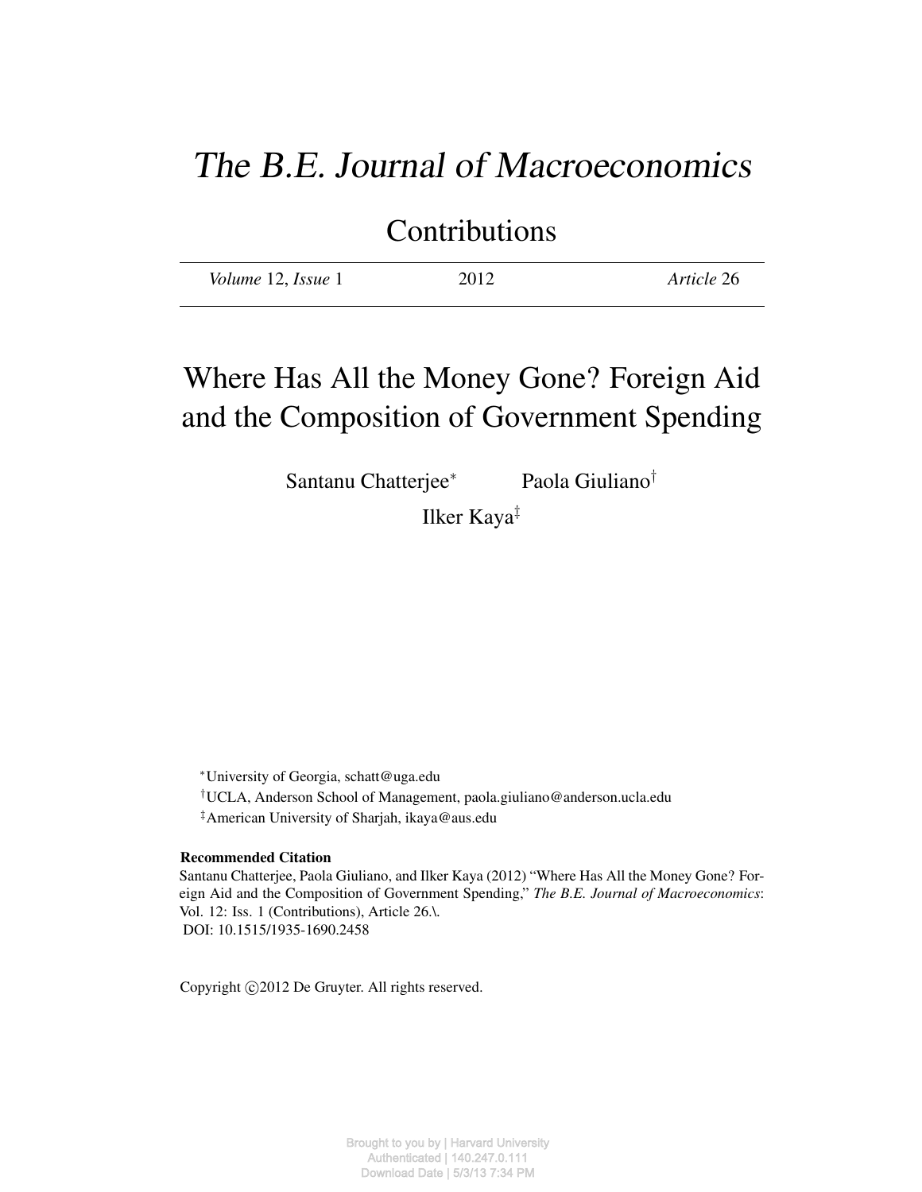# *The B.E. Journal of Macroeconomics*

## Contributions

| *Volume* 12, *Issue* 1 | 2012 | *Article* 26 |
|---|---|---|

# Where Has All the Money Gone? Foreign Aid and the Composition of Government Spending

Santanu Chatterjee[*] Paola Giuliano[†]
Ilker Kaya[‡]

[*]University of Georgia, schatt@uga.edu

[†]UCLA, Anderson School of Management, paola.giuliano@anderson.ucla.edu

[‡]American University of Sharjah, ikaya@aus.edu

**Recommended Citation**

Santanu Chatterjee, Paola Giuliano, and Ilker Kaya (2012) "Where Has All the Money Gone? Foreign Aid and the Composition of Government Spending," *The B.E. Journal of Macroeconomics*: Vol. 12: Iss. 1 (Contributions), Article 26.\.
DOI: 10.1515/1935-1690.2458

Copyright ©2012 De Gruyter. All rights reserved.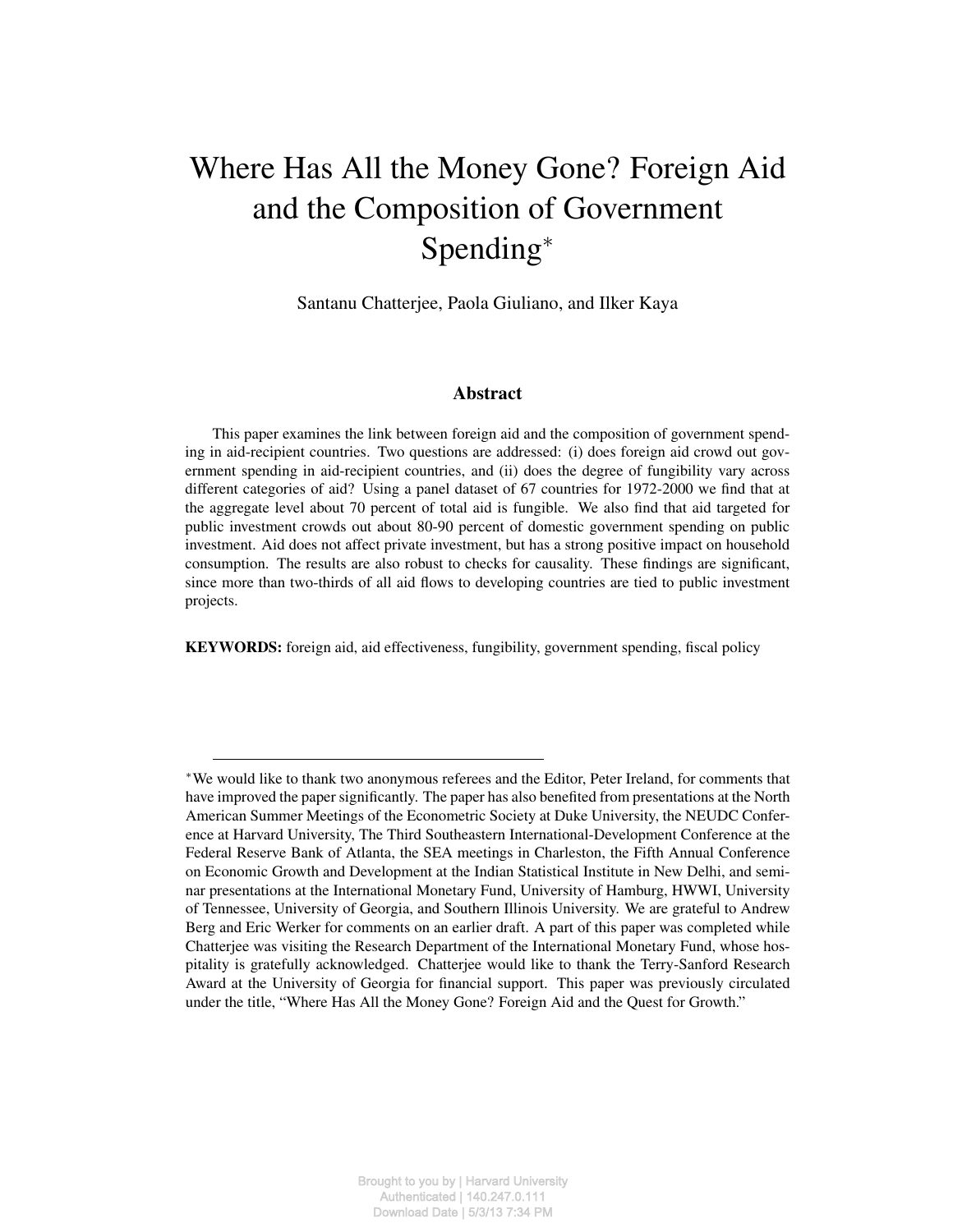# Where Has All the Money Gone? Foreign Aid and the Composition of Government Spending*

Santanu Chatterjee, Paola Giuliano, and Ilker Kaya

## Abstract

This paper examines the link between foreign aid and the composition of government spending in aid-recipient countries. Two questions are addressed: (i) does foreign aid crowd out government spending in aid-recipient countries, and (ii) does the degree of fungibility vary across different categories of aid? Using a panel dataset of 67 countries for 1972-2000 we find that at the aggregate level about 70 percent of total aid is fungible. We also find that aid targeted for public investment crowds out about 80-90 percent of domestic government spending on public investment. Aid does not affect private investment, but has a strong positive impact on household consumption. The results are also robust to checks for causality. These findings are significant, since more than two-thirds of all aid flows to developing countries are tied to public investment projects.

**KEYWORDS:** foreign aid, aid effectiveness, fungibility, government spending, fiscal policy

---

*We would like to thank two anonymous referees and the Editor, Peter Ireland, for comments that have improved the paper significantly. The paper has also benefited from presentations at the North American Summer Meetings of the Econometric Society at Duke University, the NEUDC Conference at Harvard University, The Third Southeastern International-Development Conference at the Federal Reserve Bank of Atlanta, the SEA meetings in Charleston, the Fifth Annual Conference on Economic Growth and Development at the Indian Statistical Institute in New Delhi, and seminar presentations at the International Monetary Fund, University of Hamburg, HWWI, University of Tennessee, University of Georgia, and Southern Illinois University. We are grateful to Andrew Berg and Eric Werker for comments on an earlier draft. A part of this paper was completed while Chatterjee was visiting the Research Department of the International Monetary Fund, whose hospitality is gratefully acknowledged. Chatterjee would like to thank the Terry-Sanford Research Award at the University of Georgia for financial support. This paper was previously circulated under the title, "Where Has All the Money Gone? Foreign Aid and the Quest for Growth."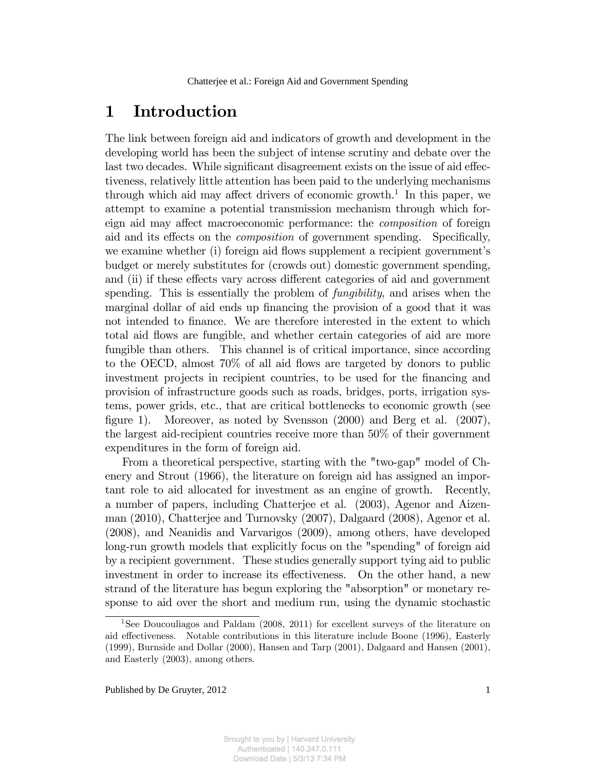# 1 Introduction

The link between foreign aid and indicators of growth and development in the developing world has been the subject of intense scrutiny and debate over the last two decades. While significant disagreement exists on the issue of aid effectiveness, relatively little attention has been paid to the underlying mechanisms through which aid may affect drivers of economic growth.[1] In this paper, we attempt to examine a potential transmission mechanism through which foreign aid may affect macroeconomic performance: the *composition* of foreign aid and its effects on the *composition* of government spending. Specifically, we examine whether (i) foreign aid flows supplement a recipient government's budget or merely substitutes for (crowds out) domestic government spending, and (ii) if these effects vary across different categories of aid and government spending. This is essentially the problem of *fungibility*, and arises when the marginal dollar of aid ends up financing the provision of a good that it was not intended to finance. We are therefore interested in the extent to which total aid flows are fungible, and whether certain categories of aid are more fungible than others. This channel is of critical importance, since according to the OECD, almost 70% of all aid flows are targeted by donors to public investment projects in recipient countries, to be used for the financing and provision of infrastructure goods such as roads, bridges, ports, irrigation systems, power grids, etc., that are critical bottlenecks to economic growth (see figure 1). Moreover, as noted by Svensson (2000) and Berg et al. (2007), the largest aid-recipient countries receive more than 50% of their government expenditures in the form of foreign aid.

From a theoretical perspective, starting with the "two-gap" model of Chenery and Strout (1966), the literature on foreign aid has assigned an important role to aid allocated for investment as an engine of growth. Recently, a number of papers, including Chatterjee et al. (2003), Agenor and Aizenman (2010), Chatterjee and Turnovsky (2007), Dalgaard (2008), Agenor et al. (2008), and Neanidis and Varvarigos (2009), among others, have developed long-run growth models that explicitly focus on the "spending" of foreign aid by a recipient government. These studies generally support tying aid to public investment in order to increase its effectiveness. On the other hand, a new strand of the literature has begun exploring the "absorption" or monetary response to aid over the short and medium run, using the dynamic stochastic

[1] See Doucouliagos and Paldam (2008, 2011) for excellent surveys of the literature on aid effectiveness. Notable contributions in this literature include Boone (1996), Easterly (1999), Burnside and Dollar (2000), Hansen and Tarp (2001), Dalgaard and Hansen (2001), and Easterly (2003), among others.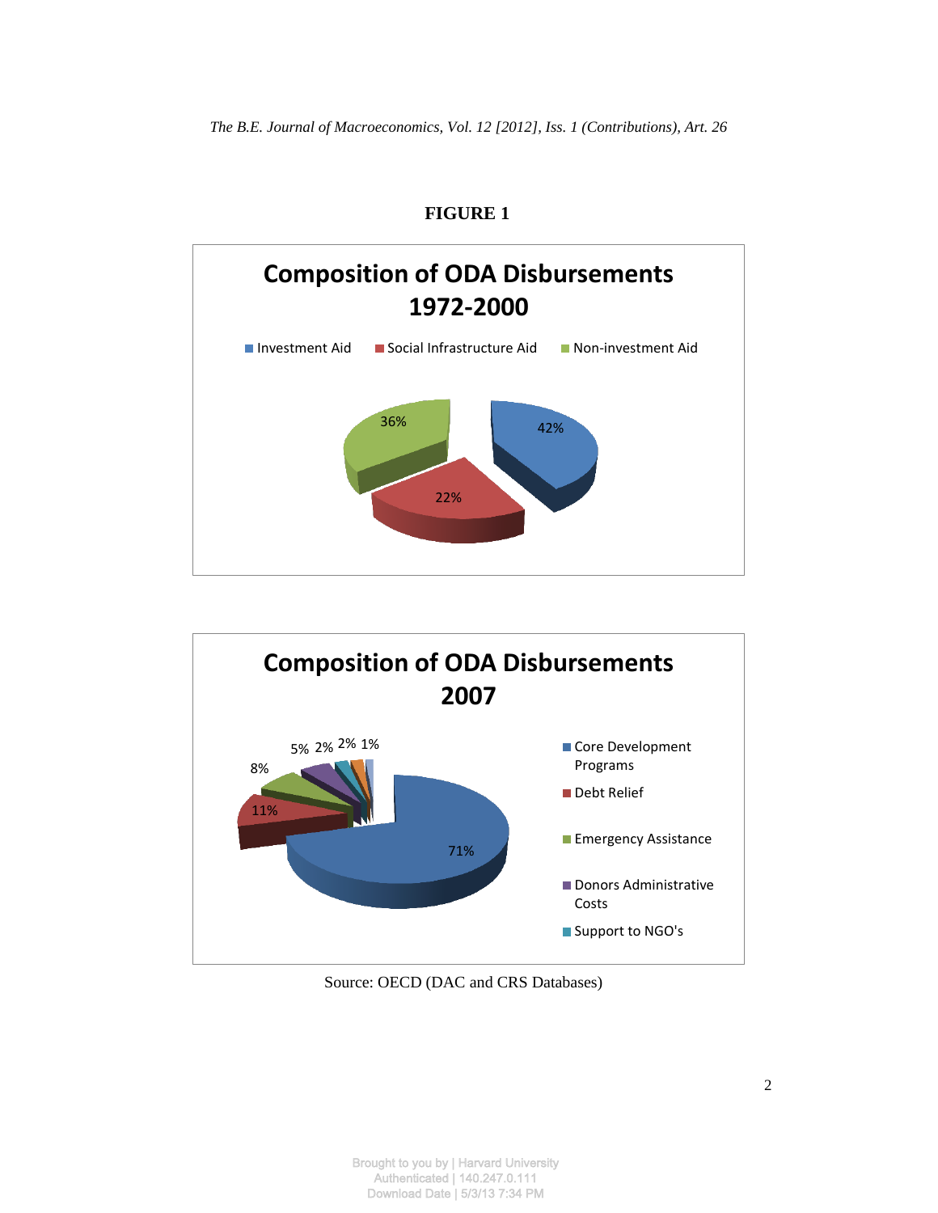**FIGURE 1**

**Composition of ODA Disbursements 1972-2000**

- Investment Aid: 42%
- Social Infrastructure Aid: 22%
- Non-investment Aid: 36%

**Composition of ODA Disbursements 2007**

- Core Development Programs: 71%
- Debt Relief: 11%
- Emergency Assistance: 8%
- Donors Administrative Costs: 5%
- Support to NGO's: 2%

Other slice labels shown in the chart without corresponding legend entries: 2%, 1%

Source: OECD (DAC and CRS Databases)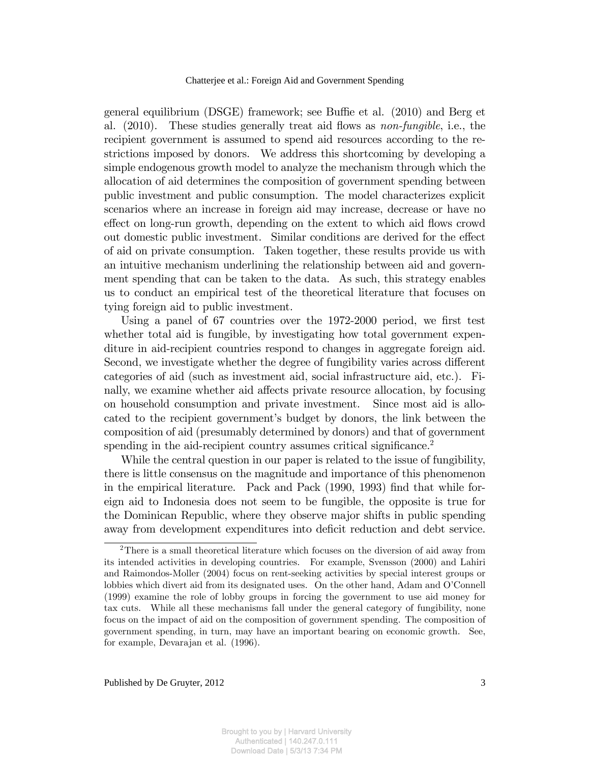general equilibrium (DSGE) framework; see Buffie et al. (2010) and Berg et al. (2010). These studies generally treat aid flows as *non-fungible*, i.e., the recipient government is assumed to spend aid resources according to the restrictions imposed by donors. We address this shortcoming by developing a simple endogenous growth model to analyze the mechanism through which the allocation of aid determines the composition of government spending between public investment and public consumption. The model characterizes explicit scenarios where an increase in foreign aid may increase, decrease or have no effect on long-run growth, depending on the extent to which aid flows crowd out domestic public investment. Similar conditions are derived for the effect of aid on private consumption. Taken together, these results provide us with an intuitive mechanism underlining the relationship between aid and government spending that can be taken to the data. As such, this strategy enables us to conduct an empirical test of the theoretical literature that focuses on tying foreign aid to public investment.

Using a panel of 67 countries over the 1972-2000 period, we first test whether total aid is fungible, by investigating how total government expenditure in aid-recipient countries respond to changes in aggregate foreign aid. Second, we investigate whether the degree of fungibility varies across different categories of aid (such as investment aid, social infrastructure aid, etc.). Finally, we examine whether aid affects private resource allocation, by focusing on household consumption and private investment. Since most aid is allocated to the recipient government's budget by donors, the link between the composition of aid (presumably determined by donors) and that of government spending in the aid-recipient country assumes critical significance.[2]

While the central question in our paper is related to the issue of fungibility, there is little consensus on the magnitude and importance of this phenomenon in the empirical literature. Pack and Pack (1990, 1993) find that while foreign aid to Indonesia does not seem to be fungible, the opposite is true for the Dominican Republic, where they observe major shifts in public spending away from development expenditures into deficit reduction and debt service.

[2]There is a small theoretical literature which focuses on the diversion of aid away from its intended activities in developing countries. For example, Svensson (2000) and Lahiri and Raimondos-Moller (2004) focus on rent-seeking activities by special interest groups or lobbies which divert aid from its designated uses. On the other hand, Adam and O'Connell (1999) examine the role of lobby groups in forcing the government to use aid money for tax cuts. While all these mechanisms fall under the general category of fungibility, none focus on the impact of aid on the composition of government spending. The composition of government spending, in turn, may have an important bearing on economic growth. See, for example, Devarajan et al. (1996).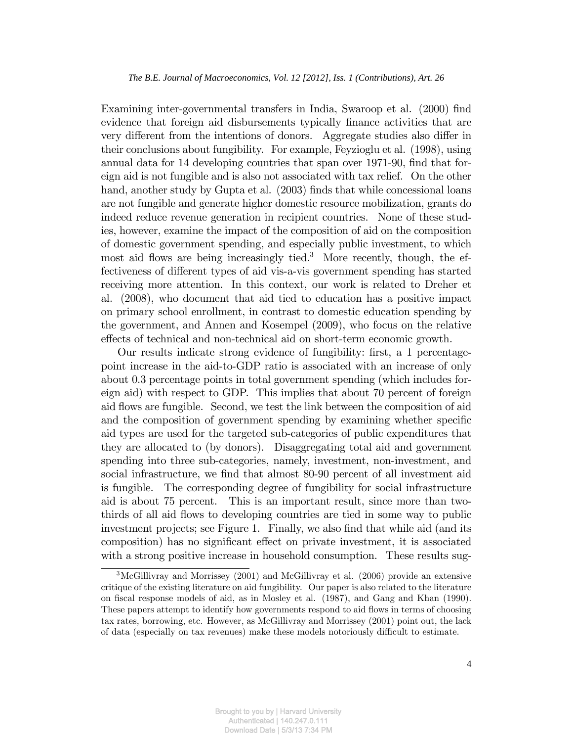Examining inter-governmental transfers in India, Swaroop et al. (2000) find evidence that foreign aid disbursements typically finance activities that are very different from the intentions of donors. Aggregate studies also differ in their conclusions about fungibility. For example, Feyzioglu et al. (1998), using annual data for 14 developing countries that span over 1971-90, find that foreign aid is not fungible and is also not associated with tax relief. On the other hand, another study by Gupta et al. (2003) finds that while concessional loans are not fungible and generate higher domestic resource mobilization, grants do indeed reduce revenue generation in recipient countries. None of these studies, however, examine the impact of the composition of aid on the composition of domestic government spending, and especially public investment, to which most aid flows are being increasingly tied.[3] More recently, though, the effectiveness of different types of aid vis-a-vis government spending has started receiving more attention. In this context, our work is related to Dreher et al. (2008), who document that aid tied to education has a positive impact on primary school enrollment, in contrast to domestic education spending by the government, and Annen and Kosempel (2009), who focus on the relative effects of technical and non-technical aid on short-term economic growth.

Our results indicate strong evidence of fungibility: first, a 1 percentage-point increase in the aid-to-GDP ratio is associated with an increase of only about 0.3 percentage points in total government spending (which includes foreign aid) with respect to GDP. This implies that about 70 percent of foreign aid flows are fungible. Second, we test the link between the composition of aid and the composition of government spending by examining whether specific aid types are used for the targeted sub-categories of public expenditures that they are allocated to (by donors). Disaggregating total aid and government spending into three sub-categories, namely, investment, non-investment, and social infrastructure, we find that almost 80-90 percent of all investment aid is fungible. The corresponding degree of fungibility for social infrastructure aid is about 75 percent. This is an important result, since more than two-thirds of all aid flows to developing countries are tied in some way to public investment projects; see Figure 1. Finally, we also find that while aid (and its composition) has no significant effect on private investment, it is associated with a strong positive increase in household consumption. These results sug-

[3] McGillivray and Morrissey (2001) and McGillivray et al. (2006) provide an extensive critique of the existing literature on aid fungibility. Our paper is also related to the literature on fiscal response models of aid, as in Mosley et al. (1987), and Gang and Khan (1990). These papers attempt to identify how governments respond to aid flows in terms of choosing tax rates, borrowing, etc. However, as McGillivray and Morrissey (2001) point out, the lack of data (especially on tax revenues) make these models notoriously difficult to estimate.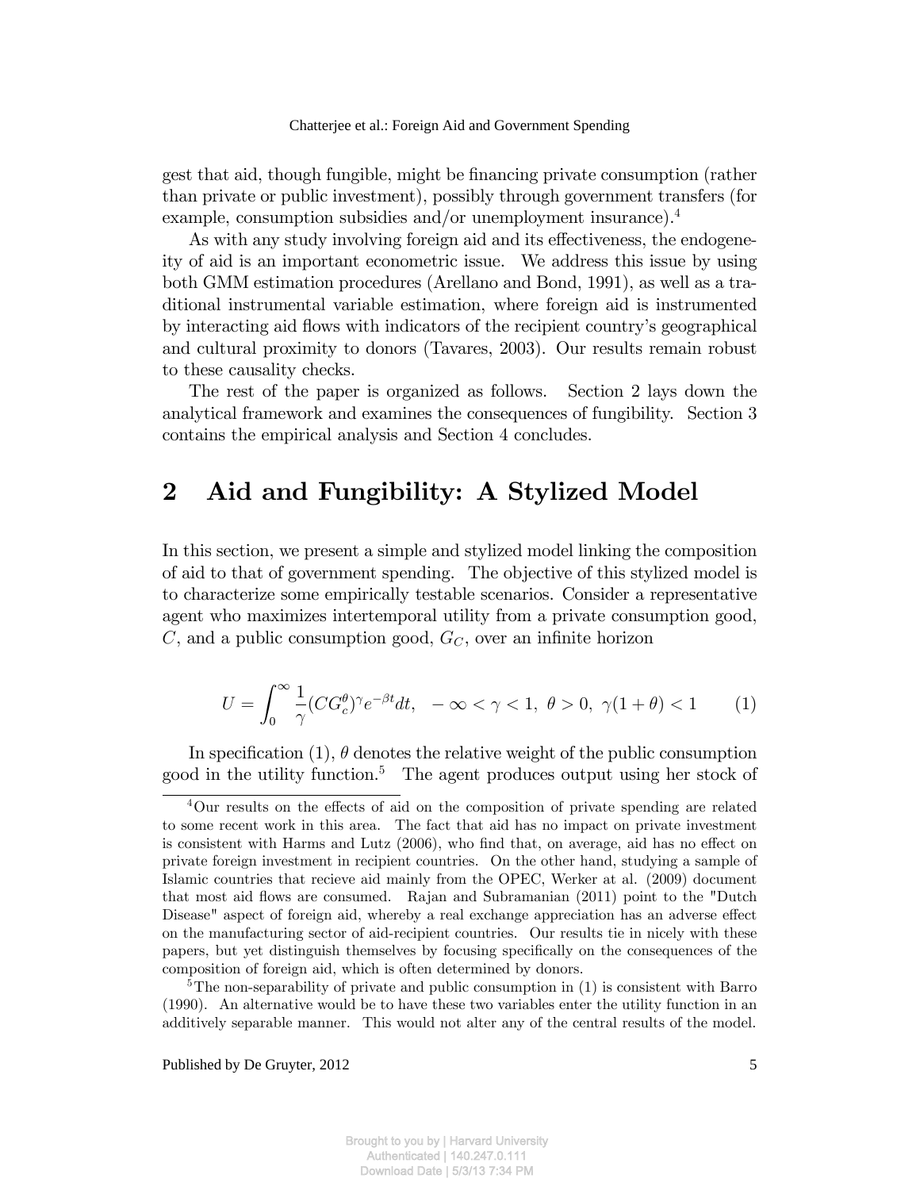gest that aid, though fungible, might be financing private consumption (rather than private or public investment), possibly through government transfers (for example, consumption subsidies and/or unemployment insurance).[4]

As with any study involving foreign aid and its effectiveness, the endogeneity of aid is an important econometric issue. We address this issue by using both GMM estimation procedures (Arellano and Bond, 1991), as well as a traditional instrumental variable estimation, where foreign aid is instrumented by interacting aid flows with indicators of the recipient country's geographical and cultural proximity to donors (Tavares, 2003). Our results remain robust to these causality checks.

The rest of the paper is organized as follows. Section 2 lays down the analytical framework and examines the consequences of fungibility. Section 3 contains the empirical analysis and Section 4 concludes.

## 2 Aid and Fungibility: A Stylized Model

In this section, we present a simple and stylized model linking the composition of aid to that of government spending. The objective of this stylized model is to characterize some empirically testable scenarios. Consider a representative agent who maximizes intertemporal utility from a private consumption good, $C$, and a public consumption good, $G_C$, over an infinite horizon

$$U = \int_0^\infty \frac{1}{\gamma}(CG_c^\theta)^\gamma e^{-\beta t}dt, \quad -\infty < \gamma < 1, \; \theta > 0, \; \gamma(1+\theta) < 1 \tag{1}$$

In specification (1), $\theta$ denotes the relative weight of the public consumption good in the utility function.[5] The agent produces output using her stock of

[4] Our results on the effects of aid on the composition of private spending are related to some recent work in this area. The fact that aid has no impact on private investment is consistent with Harms and Lutz (2006), who find that, on average, aid has no effect on private foreign investment in recipient countries. On the other hand, studying a sample of Islamic countries that recieve aid mainly from the OPEC, Werker at al. (2009) document that most aid flows are consumed. Rajan and Subramanian (2011) point to the "Dutch Disease" aspect of foreign aid, whereby a real exchange appreciation has an adverse effect on the manufacturing sector of aid-recipient countries. Our results tie in nicely with these papers, but yet distinguish themselves by focusing specifically on the consequences of the composition of foreign aid, which is often determined by donors.

[5] The non-separability of private and public consumption in (1) is consistent with Barro (1990). An alternative would be to have these two variables enter the utility function in an additively separable manner. This would not alter any of the central results of the model.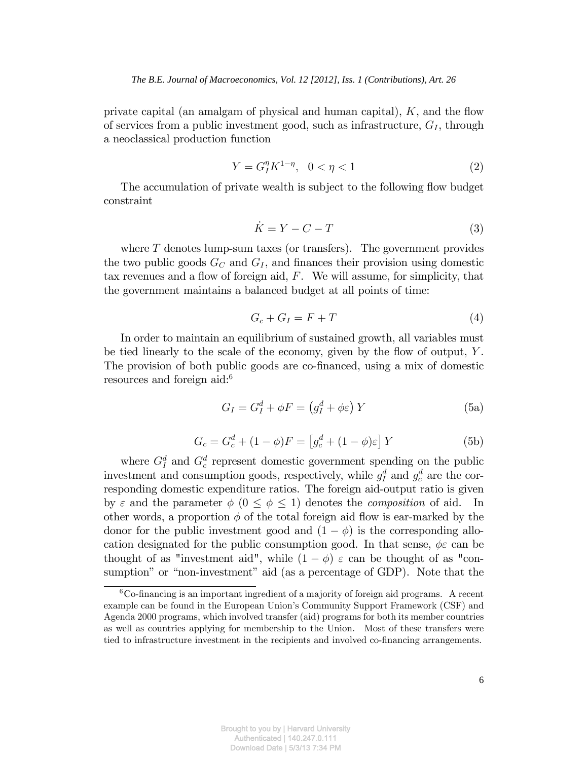private capital (an amalgam of physical and human capital), $K$, and the flow of services from a public investment good, such as infrastructure, $G_I$, through a neoclassical production function

$$Y = G_I^{\eta} K^{1-\eta}, \quad 0 < \eta < 1 \tag{2}$$

The accumulation of private wealth is subject to the following flow budget constraint

$$\dot{K} = Y - C - T \tag{3}$$

where $T$ denotes lump-sum taxes (or transfers). The government provides the two public goods $G_C$ and $G_I$, and finances their provision using domestic tax revenues and a flow of foreign aid, $F$. We will assume, for simplicity, that the government maintains a balanced budget at all points of time:

$$G_c + G_I = F + T \tag{4}$$

In order to maintain an equilibrium of sustained growth, all variables must be tied linearly to the scale of the economy, given by the flow of output, $Y$. The provision of both public goods are co-financed, using a mix of domestic resources and foreign aid:[6]

$$G_I = G_I^d + \phi F = \left(g_I^d + \phi\varepsilon\right) Y \tag{5a}$$

$$G_c = G_c^d + (1-\phi)F = \left[g_c^d + (1-\phi)\varepsilon\right] Y \tag{5b}$$

where $G_I^d$ and $G_c^d$ represent domestic government spending on the public investment and consumption goods, respectively, while $g_I^d$ and $g_c^d$ are the corresponding domestic expenditure ratios. The foreign aid-output ratio is given by $\varepsilon$ and the parameter $\phi$ ($0 \leq \phi \leq 1$) denotes the *composition* of aid. In other words, a proportion $\phi$ of the total foreign aid flow is ear-marked by the donor for the public investment good and $(1-\phi)$ is the corresponding allocation designated for the public consumption good. In that sense, $\phi\varepsilon$ can be thought of as "investment aid", while $(1-\phi)\,\varepsilon$ can be thought of as "consumption" or "non-investment" aid (as a percentage of GDP). Note that the

[6] Co-financing is an important ingredient of a majority of foreign aid programs. A recent example can be found in the European Union's Community Support Framework (CSF) and Agenda 2000 programs, which involved transfer (aid) programs for both its member countries as well as countries applying for membership to the Union. Most of these transfers were tied to infrastructure investment in the recipients and involved co-financing arrangements.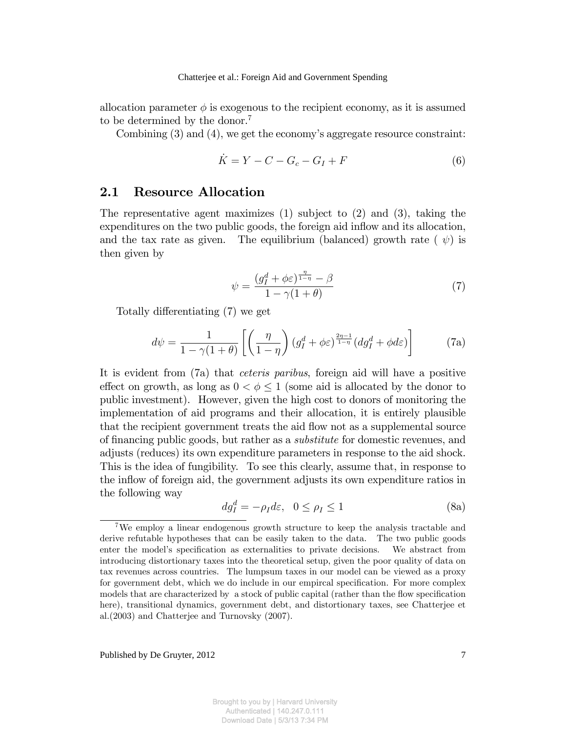allocation parameter $\phi$ is exogenous to the recipient economy, as it is assumed to be determined by the donor.[7]

Combining (3) and (4), we get the economy's aggregate resource constraint:

$$\dot{K} = Y - C - G_c - G_I + F \tag{6}$$

## 2.1 Resource Allocation

The representative agent maximizes (1) subject to (2) and (3), taking the expenditures on the two public goods, the foreign aid inflow and its allocation, and the tax rate as given. The equilibrium (balanced) growth rate ( $\psi$) is then given by

$$\psi = \frac{(g_I^d + \phi\varepsilon)^{\frac{\eta}{1-\eta}} - \beta}{1 - \gamma(1+\theta)} \tag{7}$$

Totally differentiating (7) we get

$$d\psi = \frac{1}{1-\gamma(1+\theta)} \left[ \left( \frac{\eta}{1-\eta} \right) (g_I^d + \phi\varepsilon)^{\frac{2\eta - 1}{1-\eta}} (dg_I^d + \phi d\varepsilon) \right] \tag{7a}$$

It is evident from (7a) that *ceteris paribus*, foreign aid will have a positive effect on growth, as long as $0 < \phi \leq 1$ (some aid is allocated by the donor to public investment). However, given the high cost to donors of monitoring the implementation of aid programs and their allocation, it is entirely plausible that the recipient government treats the aid flow not as a supplemental source of financing public goods, but rather as a *substitute* for domestic revenues, and adjusts (reduces) its own expenditure parameters in response to the aid shock. This is the idea of fungibility. To see this clearly, assume that, in response to the inflow of foreign aid, the government adjusts its own expenditure ratios in the following way

$$dg_I^d = -\rho_I d\varepsilon, \quad 0 \leq \rho_I \leq 1 \tag{8a}$$

[7] We employ a linear endogenous growth structure to keep the analysis tractable and derive refutable hypotheses that can be easily taken to the data. The two public goods enter the model's specification as externalities to private decisions. We abstract from introducing distortionary taxes into the theoretical setup, given the poor quality of data on tax revenues across countries. The lumpsum taxes in our model can be viewed as a proxy for government debt, which we do include in our empircal specification. For more complex models that are characterized by a stock of public capital (rather than the flow specification here), transitional dynamics, government debt, and distortionary taxes, see Chatterjee et al.(2003) and Chatterjee and Turnovsky (2007).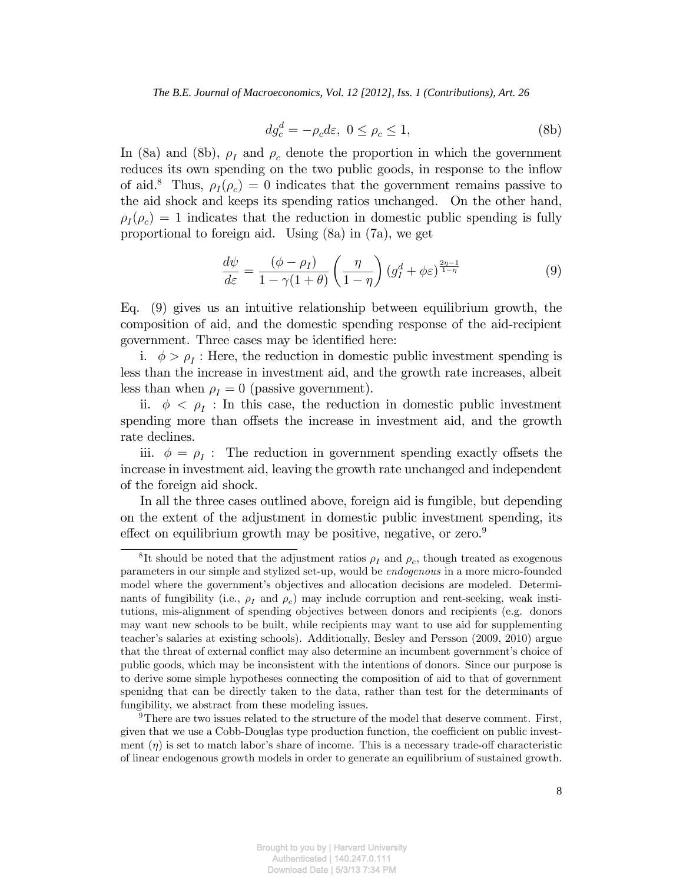$$dg_c^d = -\rho_c d\varepsilon, \ 0 \leq \rho_c \leq 1, \tag{8b}$$

In (8a) and (8b), $\rho_I$ and $\rho_c$ denote the proportion in which the government reduces its own spending on the two public goods, in response to the inflow of aid.[8] Thus, $\rho_I(\rho_c) = 0$ indicates that the government remains passive to the aid shock and keeps its spending ratios unchanged. On the other hand, $\rho_I(\rho_c) = 1$ indicates that the reduction in domestic public spending is fully proportional to foreign aid. Using (8a) in (7a), we get

$$\frac{d\psi}{d\varepsilon} = \frac{(\phi - \rho_I)}{1 - \gamma(1+\theta)} \left(\frac{\eta}{1-\eta}\right) \left(g_I^d + \phi\varepsilon\right)^{\frac{2\eta-1}{1-\eta}} \tag{9}$$

Eq. (9) gives us an intuitive relationship between equilibrium growth, the composition of aid, and the domestic spending response of the aid-recipient government. Three cases may be identified here:

i. $\phi > \rho_I$ : Here, the reduction in domestic public investment spending is less than the increase in investment aid, and the growth rate increases, albeit less than when $\rho_I = 0$ (passive government).

ii. $\phi < \rho_I$ : In this case, the reduction in domestic public investment spending more than offsets the increase in investment aid, and the growth rate declines.

iii. $\phi = \rho_I$ : The reduction in government spending exactly offsets the increase in investment aid, leaving the growth rate unchanged and independent of the foreign aid shock.

In all the three cases outlined above, foreign aid is fungible, but depending on the extent of the adjustment in domestic public investment spending, its effect on equilibrium growth may be positive, negative, or zero.[9]

---

[8] It should be noted that the adjustment ratios $\rho_I$ and $\rho_c$, though treated as exogenous parameters in our simple and stylized set-up, would be *endogenous* in a more micro-founded model where the government's objectives and allocation decisions are modeled. Determinants of fungibility (i.e., $\rho_I$ and $\rho_c$) may include corruption and rent-seeking, weak institutions, mis-alignment of spending objectives between donors and recipients (e.g. donors may want new schools to be built, while recipients may want to use aid for supplementing teacher's salaries at existing schools). Additionally, Besley and Persson (2009, 2010) argue that the threat of external conflict may also determine an incumbent government's choice of public goods, which may be inconsistent with the intentions of donors. Since our purpose is to derive some simple hypotheses connecting the composition of aid to that of government spenidng that can be directly taken to the data, rather than test for the determinants of fungibility, we abstract from these modeling issues.

[9] There are two issues related to the structure of the model that deserve comment. First, given that we use a Cobb-Douglas type production function, the coefficient on public investment ($\eta$) is set to match labor's share of income. This is a necessary trade-off characteristic of linear endogenous growth models in order to generate an equilibrium of sustained growth.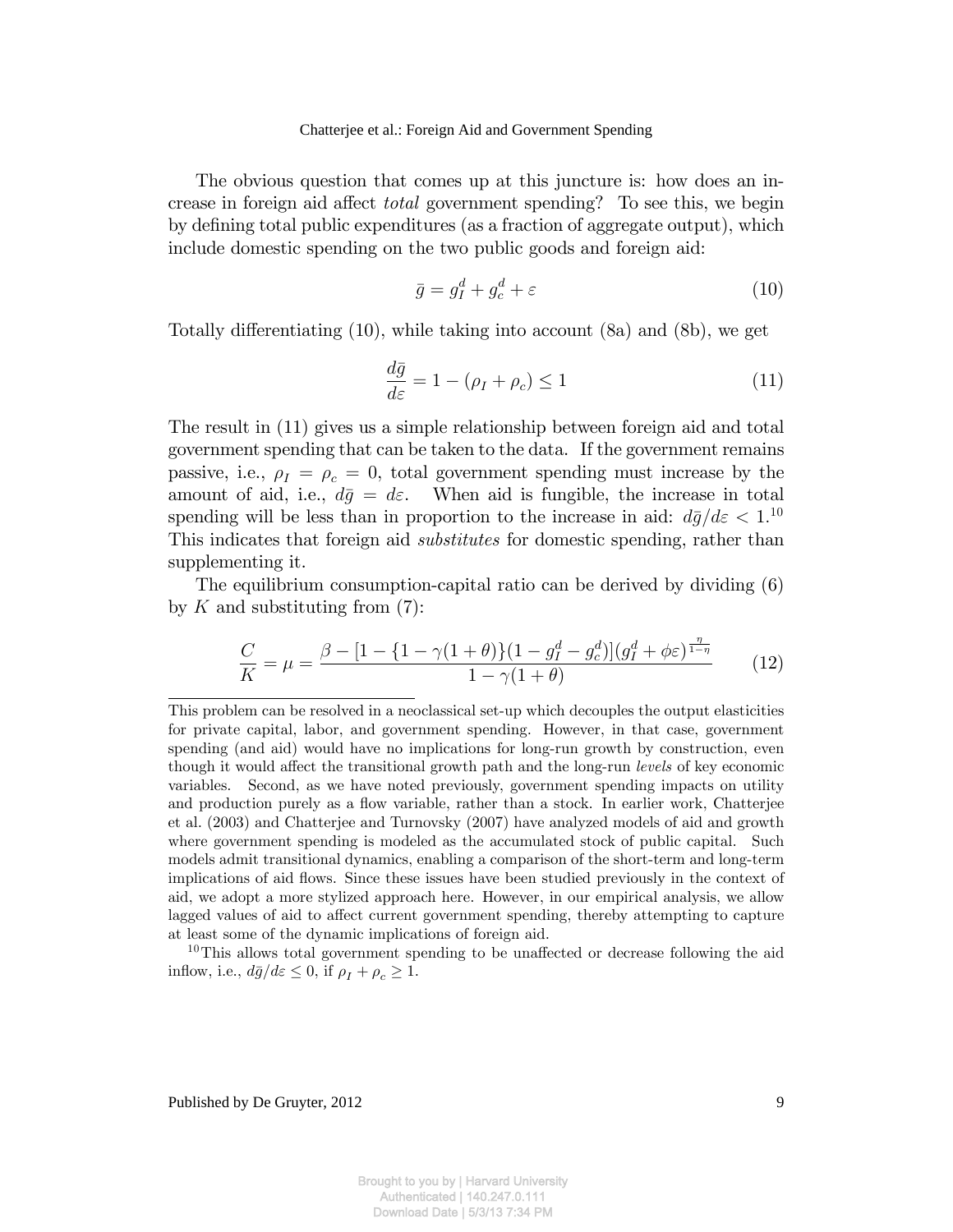The obvious question that comes up at this juncture is: how does an increase in foreign aid affect *total* government spending? To see this, we begin by defining total public expenditures (as a fraction of aggregate output), which include domestic spending on the two public goods and foreign aid:

$$\bar{g} = g_I^d + g_c^d + \varepsilon \tag{10}$$

Totally differentiating (10), while taking into account (8a) and (8b), we get

$$\frac{d\bar{g}}{d\varepsilon} = 1 - (\rho_I + \rho_c) \leq 1 \tag{11}$$

The result in (11) gives us a simple relationship between foreign aid and total government spending that can be taken to the data. If the government remains passive, i.e., $\rho_I = \rho_c = 0$, total government spending must increase by the amount of aid, i.e., $d\bar{g} = d\varepsilon$. When aid is fungible, the increase in total spending will be less than in proportion to the increase in aid: $d\bar{g}/d\varepsilon < 1$.[10] This indicates that foreign aid *substitutes* for domestic spending, rather than supplementing it.

The equilibrium consumption-capital ratio can be derived by dividing (6) by $K$ and substituting from (7):

$$\frac{C}{K} = \mu = \frac{\beta - [1 - \{1 - \gamma(1+\theta)\}(1 - g_I^d - g_c^d)](g_I^d + \phi\varepsilon)^{\frac{\eta}{1-\eta}}}{1 - \gamma(1+\theta)} \tag{12}$$

---

This problem can be resolved in a neoclassical set-up which decouples the output elasticities for private capital, labor, and government spending. However, in that case, government spending (and aid) would have no implications for long-run growth by construction, even though it would affect the transitional growth path and the long-run *levels* of key economic variables. Second, as we have noted previously, government spending impacts on utility and production purely as a flow variable, rather than a stock. In earlier work, Chatterjee et al. (2003) and Chatterjee and Turnovsky (2007) have analyzed models of aid and growth where government spending is modeled as the accumulated stock of public capital. Such models admit transitional dynamics, enabling a comparison of the short-term and long-term implications of aid flows. Since these issues have been studied previously in the context of aid, we adopt a more stylized approach here. However, in our empirical analysis, we allow lagged values of aid to affect current government spending, thereby attempting to capture at least some of the dynamic implications of foreign aid.

[10] This allows total government spending to be unaffected or decrease following the aid inflow, i.e., $d\bar{g}/d\varepsilon \leq 0$, if $\rho_I + \rho_c \geq 1$.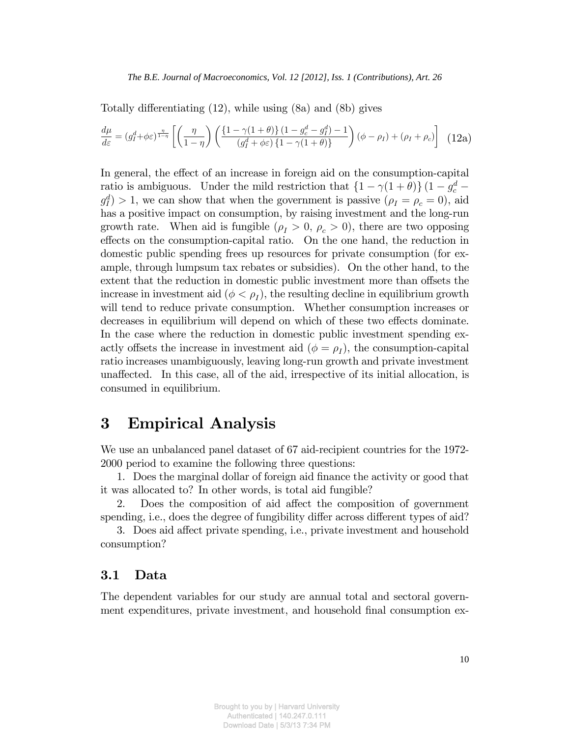Totally differentiating (12), while using (8a) and (8b) gives

$$\frac{d\mu}{d\varepsilon} = (g_I^d + \phi\varepsilon)^{\frac{\eta}{1-\eta}} \left[ \left( \frac{\eta}{1-\eta} \right) \left( \frac{\{1-\gamma(1+\theta)\}(1-g_c^d - g_I^d) - 1}{(g_I^d + \phi\varepsilon)\{1-\gamma(1+\theta)\}} \right) (\phi - \rho_I) + (\rho_I + \rho_c) \right] \quad \text{(12a)}$$

In general, the effect of an increase in foreign aid on the consumption-capital ratio is ambiguous. Under the mild restriction that $\{1-\gamma(1+\theta)\}(1-g_c^d - g_I^d) > 1$, we can show that when the government is passive ($\rho_I = \rho_c = 0$), aid has a positive impact on consumption, by raising investment and the long-run growth rate. When aid is fungible ($\rho_I > 0$, $\rho_c > 0$), there are two opposing effects on the consumption-capital ratio. On the one hand, the reduction in domestic public spending frees up resources for private consumption (for example, through lumpsum tax rebates or subsidies). On the other hand, to the extent that the reduction in domestic public investment more than offsets the increase in investment aid ($\phi < \rho_I$), the resulting decline in equilibrium growth will tend to reduce private consumption. Whether consumption increases or decreases in equilibrium will depend on which of these two effects dominate. In the case where the reduction in domestic public investment spending exactly offsets the increase in investment aid ($\phi = \rho_I$), the consumption-capital ratio increases unambiguously, leaving long-run growth and private investment unaffected. In this case, all of the aid, irrespective of its initial allocation, is consumed in equilibrium.

# 3 Empirical Analysis

We use an unbalanced panel dataset of 67 aid-recipient countries for the 1972-2000 period to examine the following three questions:

1. Does the marginal dollar of foreign aid finance the activity or good that it was allocated to? In other words, is total aid fungible?
2. Does the composition of aid affect the composition of government spending, i.e., does the degree of fungibility differ across different types of aid?
3. Does aid affect private spending, i.e., private investment and household consumption?

## 3.1 Data

The dependent variables for our study are annual total and sectoral government expenditures, private investment, and household final consumption ex-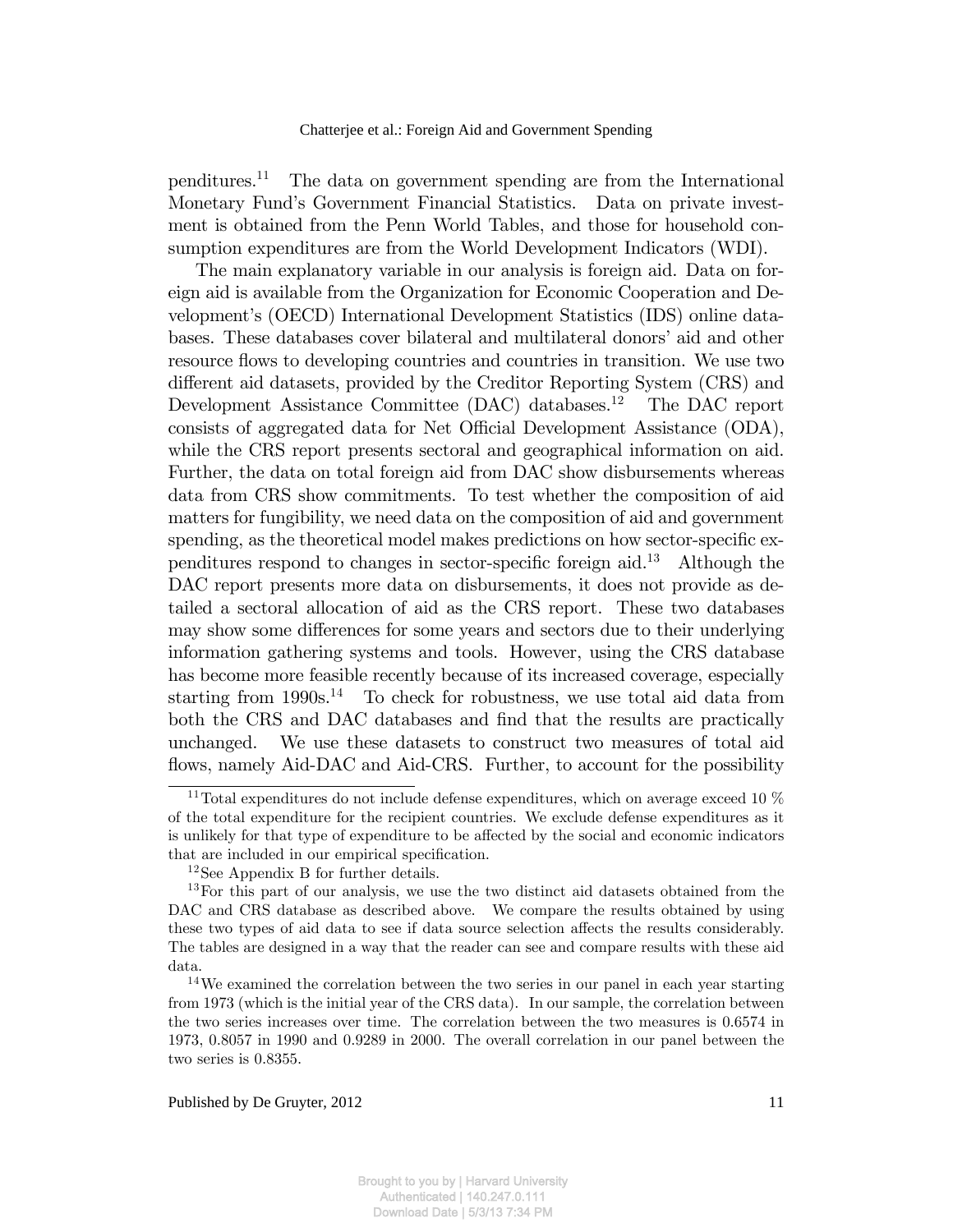penditures.[11] The data on government spending are from the International Monetary Fund's Government Financial Statistics. Data on private investment is obtained from the Penn World Tables, and those for household consumption expenditures are from the World Development Indicators (WDI).

The main explanatory variable in our analysis is foreign aid. Data on foreign aid is available from the Organization for Economic Cooperation and Development's (OECD) International Development Statistics (IDS) online databases. These databases cover bilateral and multilateral donors' aid and other resource flows to developing countries and countries in transition. We use two different aid datasets, provided by the Creditor Reporting System (CRS) and Development Assistance Committee (DAC) databases.[12] The DAC report consists of aggregated data for Net Official Development Assistance (ODA), while the CRS report presents sectoral and geographical information on aid. Further, the data on total foreign aid from DAC show disbursements whereas data from CRS show commitments. To test whether the composition of aid matters for fungibility, we need data on the composition of aid and government spending, as the theoretical model makes predictions on how sector-specific expenditures respond to changes in sector-specific foreign aid.[13] Although the DAC report presents more data on disbursements, it does not provide as detailed a sectoral allocation of aid as the CRS report. These two databases may show some differences for some years and sectors due to their underlying information gathering systems and tools. However, using the CRS database has become more feasible recently because of its increased coverage, especially starting from 1990s.[14] To check for robustness, we use total aid data from both the CRS and DAC databases and find that the results are practically unchanged. We use these datasets to construct two measures of total aid flows, namely Aid-DAC and Aid-CRS. Further, to account for the possibility

[11] Total expenditures do not include defense expenditures, which on average exceed 10 % of the total expenditure for the recipient countries. We exclude defense expenditures as it is unlikely for that type of expenditure to be affected by the social and economic indicators that are included in our empirical specification.

[12] See Appendix B for further details.

[13] For this part of our analysis, we use the two distinct aid datasets obtained from the DAC and CRS database as described above. We compare the results obtained by using these two types of aid data to see if data source selection affects the results considerably. The tables are designed in a way that the reader can see and compare results with these aid data.

[14] We examined the correlation between the two series in our panel in each year starting from 1973 (which is the initial year of the CRS data). In our sample, the correlation between the two series increases over time. The correlation between the two measures is 0.6574 in 1973, 0.8057 in 1990 and 0.9289 in 2000. The overall correlation in our panel between the two series is 0.8355.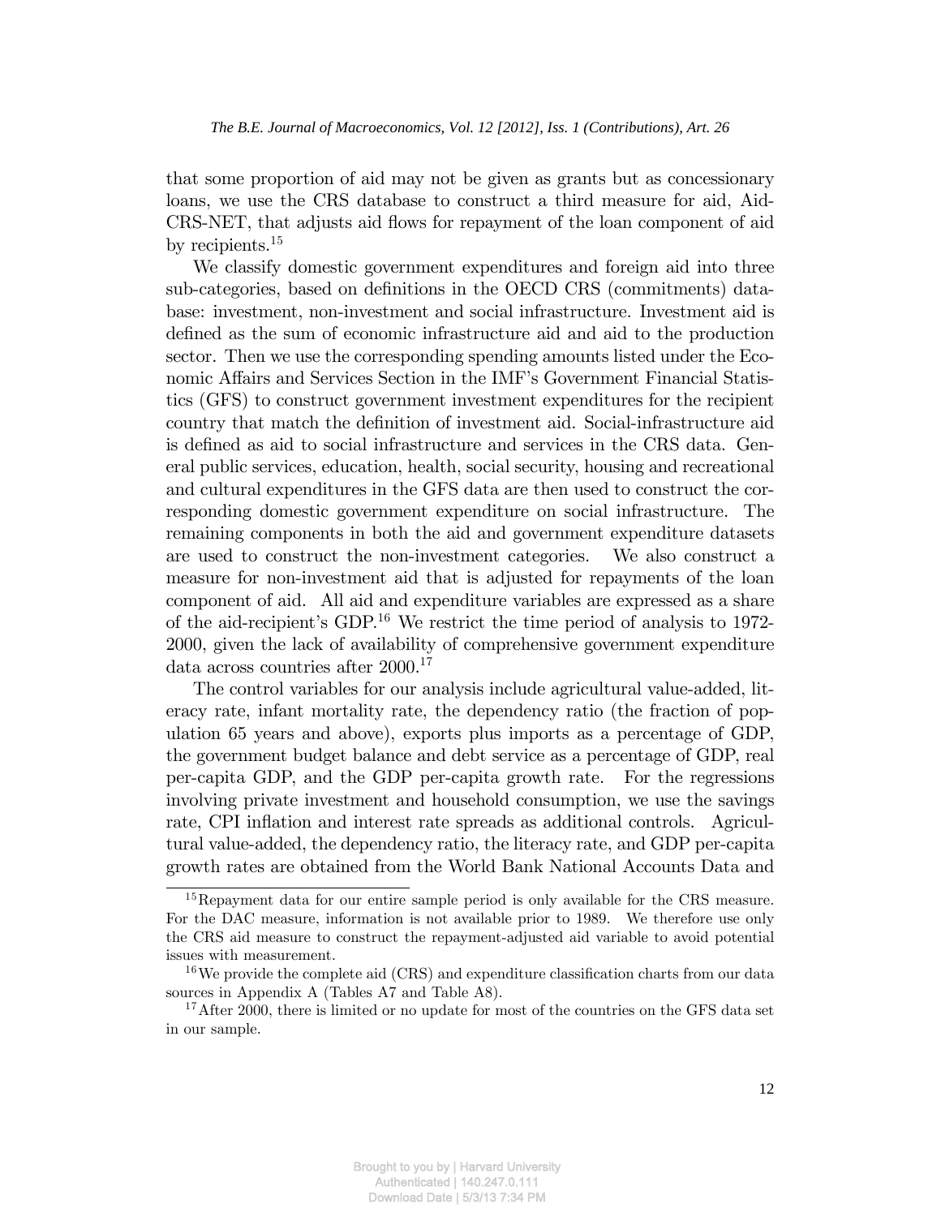that some proportion of aid may not be given as grants but as concessionary loans, we use the CRS database to construct a third measure for aid, Aid-CRS-NET, that adjusts aid flows for repayment of the loan component of aid by recipients.[15]

We classify domestic government expenditures and foreign aid into three sub-categories, based on definitions in the OECD CRS (commitments) database: investment, non-investment and social infrastructure. Investment aid is defined as the sum of economic infrastructure aid and aid to the production sector. Then we use the corresponding spending amounts listed under the Economic Affairs and Services Section in the IMF's Government Financial Statistics (GFS) to construct government investment expenditures for the recipient country that match the definition of investment aid. Social-infrastructure aid is defined as aid to social infrastructure and services in the CRS data. General public services, education, health, social security, housing and recreational and cultural expenditures in the GFS data are then used to construct the corresponding domestic government expenditure on social infrastructure. The remaining components in both the aid and government expenditure datasets are used to construct the non-investment categories. We also construct a measure for non-investment aid that is adjusted for repayments of the loan component of aid. All aid and expenditure variables are expressed as a share of the aid-recipient's GDP.[16] We restrict the time period of analysis to 1972-2000, given the lack of availability of comprehensive government expenditure data across countries after 2000.[17]

The control variables for our analysis include agricultural value-added, literacy rate, infant mortality rate, the dependency ratio (the fraction of population 65 years and above), exports plus imports as a percentage of GDP, the government budget balance and debt service as a percentage of GDP, real per-capita GDP, and the GDP per-capita growth rate. For the regressions involving private investment and household consumption, we use the savings rate, CPI inflation and interest rate spreads as additional controls. Agricultural value-added, the dependency ratio, the literacy rate, and GDP per-capita growth rates are obtained from the World Bank National Accounts Data and

[15] Repayment data for our entire sample period is only available for the CRS measure. For the DAC measure, information is not available prior to 1989. We therefore use only the CRS aid measure to construct the repayment-adjusted aid variable to avoid potential issues with measurement.

[16] We provide the complete aid (CRS) and expenditure classification charts from our data sources in Appendix A (Tables A7 and Table A8).

[17] After 2000, there is limited or no update for most of the countries on the GFS data set in our sample.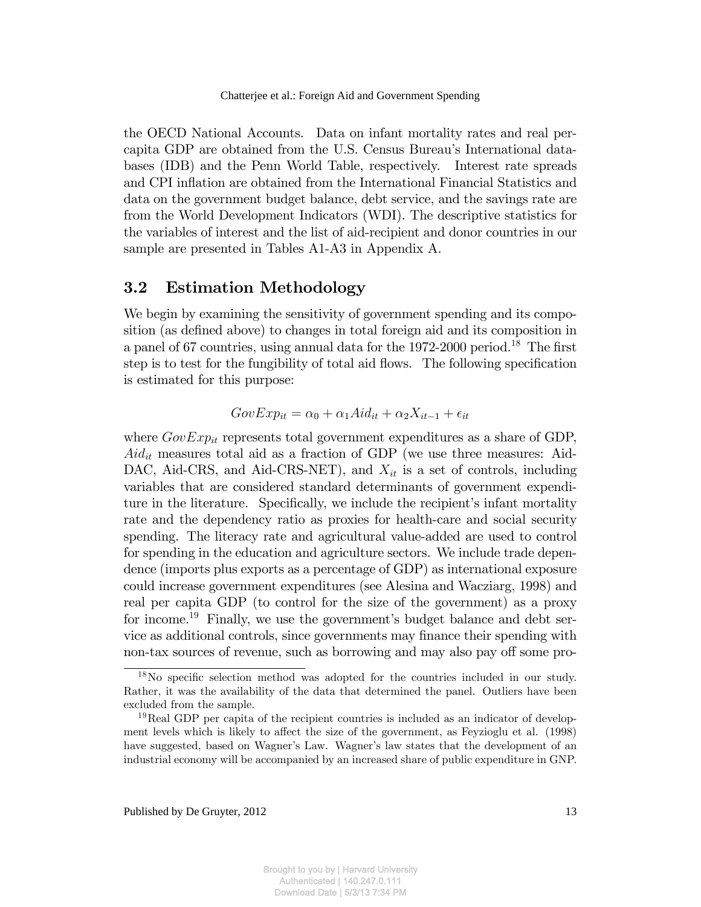the OECD National Accounts. Data on infant mortality rates and real per-capita GDP are obtained from the U.S. Census Bureau's International databases (IDB) and the Penn World Table, respectively. Interest rate spreads and CPI inflation are obtained from the International Financial Statistics and data on the government budget balance, debt service, and the savings rate are from the World Development Indicators (WDI). The descriptive statistics for the variables of interest and the list of aid-recipient and donor countries in our sample are presented in Tables A1-A3 in Appendix A.

## 3.2 Estimation Methodology

We begin by examining the sensitivity of government spending and its composition (as defined above) to changes in total foreign aid and its composition in a panel of 67 countries, using annual data for the 1972-2000 period.[18] The first step is to test for the fungibility of total aid flows. The following specification is estimated for this purpose:

$$GovExp_{it} = \alpha_0 + \alpha_1 Aid_{it} + \alpha_2 X_{it-1} + \epsilon_{it}$$

where $GovExp_{it}$ represents total government expenditures as a share of GDP, $Aid_{it}$ measures total aid as a fraction of GDP (we use three measures: Aid-DAC, Aid-CRS, and Aid-CRS-NET), and $X_{it}$ is a set of controls, including variables that are considered standard determinants of government expenditure in the literature. Specifically, we include the recipient's infant mortality rate and the dependency ratio as proxies for health-care and social security spending. The literacy rate and agricultural value-added are used to control for spending in the education and agriculture sectors. We include trade dependence (imports plus exports as a percentage of GDP) as international exposure could increase government expenditures (see Alesina and Wacziarg, 1998) and real per capita GDP (to control for the size of the government) as a proxy for income.[19] Finally, we use the government's budget balance and debt service as additional controls, since governments may finance their spending with non-tax sources of revenue, such as borrowing and may also pay off some pro-

[18] No specific selection method was adopted for the countries included in our study. Rather, it was the availability of the data that determined the panel. Outliers have been excluded from the sample.

[19] Real GDP per capita of the recipient countries is included as an indicator of development levels which is likely to affect the size of the government, as Feyzioglu et al. (1998) have suggested, based on Wagner's Law. Wagner's law states that the development of an industrial economy will be accompanied by an increased share of public expenditure in GNP.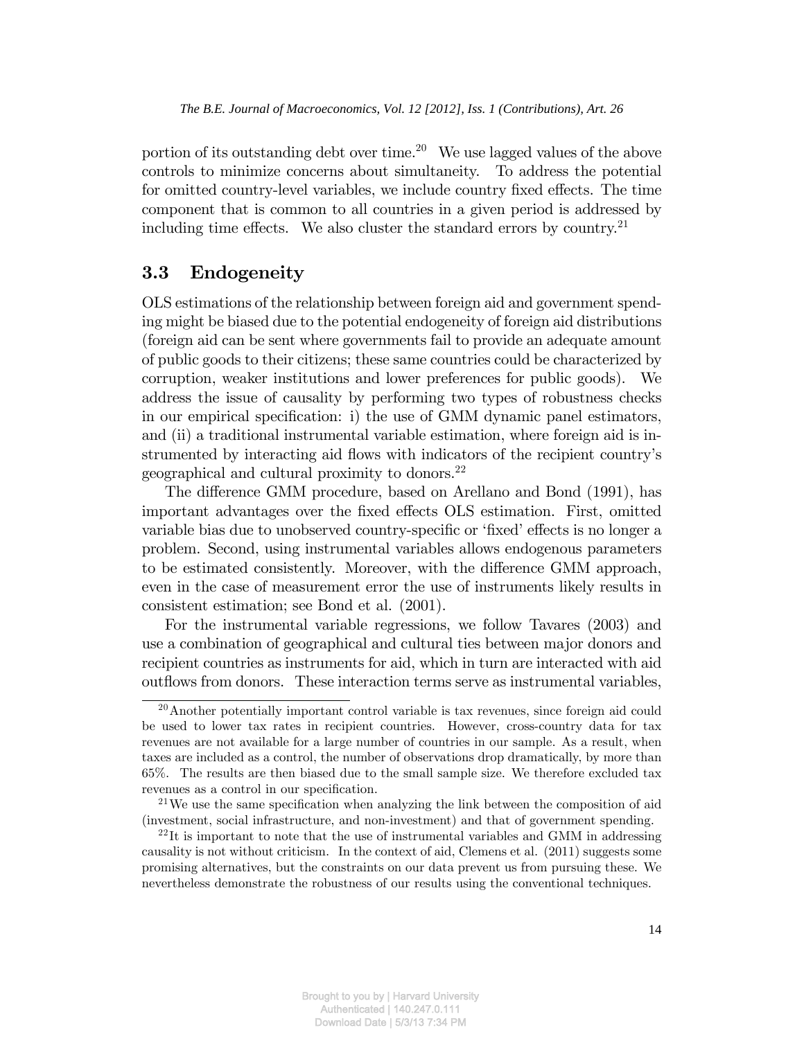portion of its outstanding debt over time.[20] We use lagged values of the above controls to minimize concerns about simultaneity. To address the potential for omitted country-level variables, we include country fixed effects. The time component that is common to all countries in a given period is addressed by including time effects. We also cluster the standard errors by country.[21]

## 3.3 Endogeneity

OLS estimations of the relationship between foreign aid and government spending might be biased due to the potential endogeneity of foreign aid distributions (foreign aid can be sent where governments fail to provide an adequate amount of public goods to their citizens; these same countries could be characterized by corruption, weaker institutions and lower preferences for public goods). We address the issue of causality by performing two types of robustness checks in our empirical specification: i) the use of GMM dynamic panel estimators, and (ii) a traditional instrumental variable estimation, where foreign aid is instrumented by interacting aid flows with indicators of the recipient country's geographical and cultural proximity to donors.[22]

The difference GMM procedure, based on Arellano and Bond (1991), has important advantages over the fixed effects OLS estimation. First, omitted variable bias due to unobserved country-specific or 'fixed' effects is no longer a problem. Second, using instrumental variables allows endogenous parameters to be estimated consistently. Moreover, with the difference GMM approach, even in the case of measurement error the use of instruments likely results in consistent estimation; see Bond et al. (2001).

For the instrumental variable regressions, we follow Tavares (2003) and use a combination of geographical and cultural ties between major donors and recipient countries as instruments for aid, which in turn are interacted with aid outflows from donors. These interaction terms serve as instrumental variables,

[20] Another potentially important control variable is tax revenues, since foreign aid could be used to lower tax rates in recipient countries. However, cross-country data for tax revenues are not available for a large number of countries in our sample. As a result, when taxes are included as a control, the number of observations drop dramatically, by more than 65%. The results are then biased due to the small sample size. We therefore excluded tax revenues as a control in our specification.

[21] We use the same specification when analyzing the link between the composition of aid (investment, social infrastructure, and non-investment) and that of government spending.

[22] It is important to note that the use of instrumental variables and GMM in addressing causality is not without criticism. In the context of aid, Clemens et al. (2011) suggests some promising alternatives, but the constraints on our data prevent us from pursuing these. We nevertheless demonstrate the robustness of our results using the conventional techniques.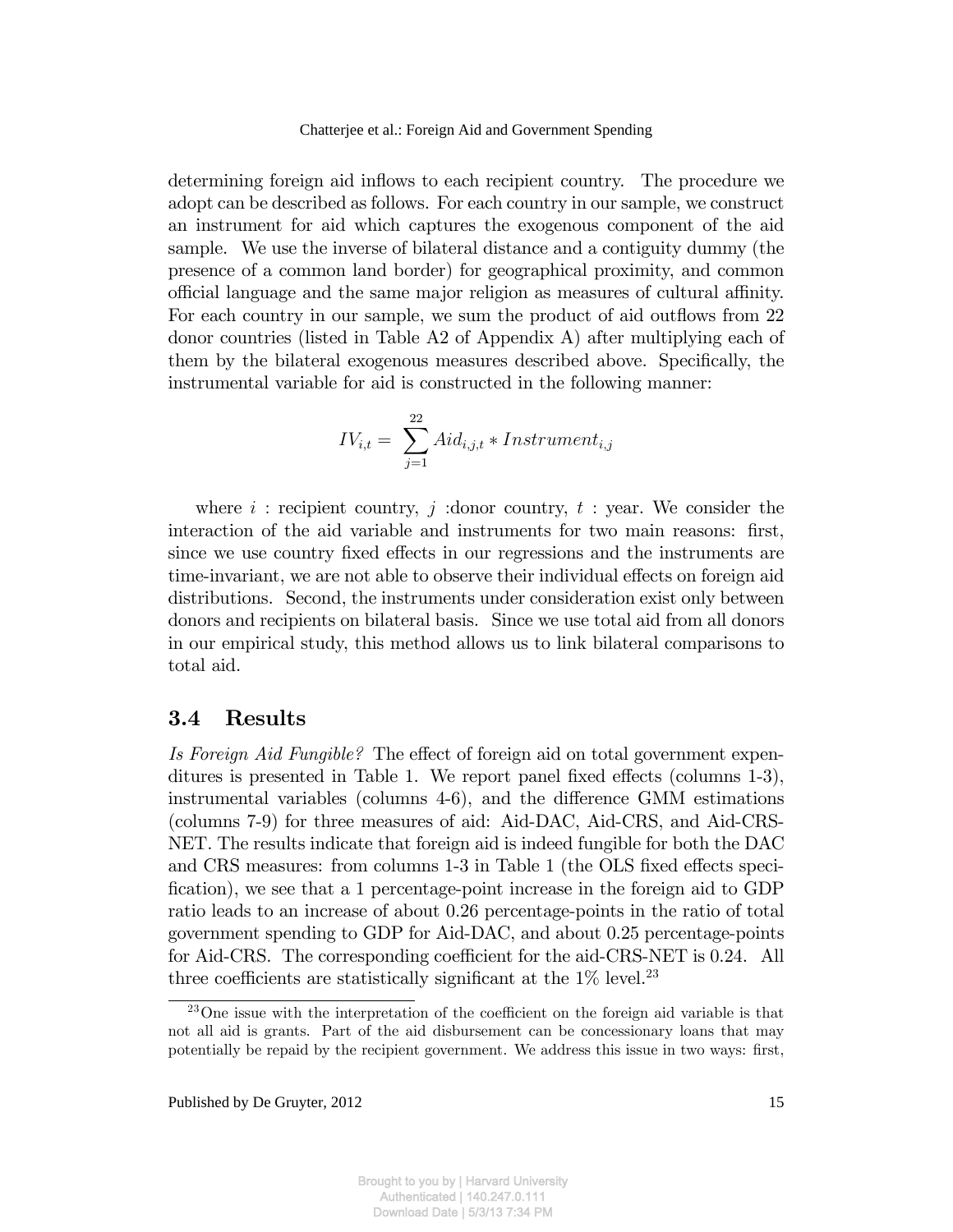determining foreign aid inflows to each recipient country. The procedure we adopt can be described as follows. For each country in our sample, we construct an instrument for aid which captures the exogenous component of the aid sample. We use the inverse of bilateral distance and a contiguity dummy (the presence of a common land border) for geographical proximity, and common official language and the same major religion as measures of cultural affinity. For each country in our sample, we sum the product of aid outflows from 22 donor countries (listed in Table A2 of Appendix A) after multiplying each of them by the bilateral exogenous measures described above. Specifically, the instrumental variable for aid is constructed in the following manner:

$$IV_{i,t} = \sum_{j=1}^{22} Aid_{i,j,t} * Instrument_{i,j}$$

where $i$ : recipient country, $j$ :donor country, $t$ : year. We consider the interaction of the aid variable and instruments for two main reasons: first, since we use country fixed effects in our regressions and the instruments are time-invariant, we are not able to observe their individual effects on foreign aid distributions. Second, the instruments under consideration exist only between donors and recipients on bilateral basis. Since we use total aid from all donors in our empirical study, this method allows us to link bilateral comparisons to total aid.

## 3.4 Results

*Is Foreign Aid Fungible?* The effect of foreign aid on total government expenditures is presented in Table 1. We report panel fixed effects (columns 1-3), instrumental variables (columns 4-6), and the difference GMM estimations (columns 7-9) for three measures of aid: Aid-DAC, Aid-CRS, and Aid-CRS-NET. The results indicate that foreign aid is indeed fungible for both the DAC and CRS measures: from columns 1-3 in Table 1 (the OLS fixed effects specification), we see that a 1 percentage-point increase in the foreign aid to GDP ratio leads to an increase of about 0.26 percentage-points in the ratio of total government spending to GDP for Aid-DAC, and about 0.25 percentage-points for Aid-CRS. The corresponding coefficient for the aid-CRS-NET is 0.24. All three coefficients are statistically significant at the 1% level.[23]

[23] One issue with the interpretation of the coefficient on the foreign aid variable is that not all aid is grants. Part of the aid disbursement can be concessionary loans that may potentially be repaid by the recipient government. We address this issue in two ways: first,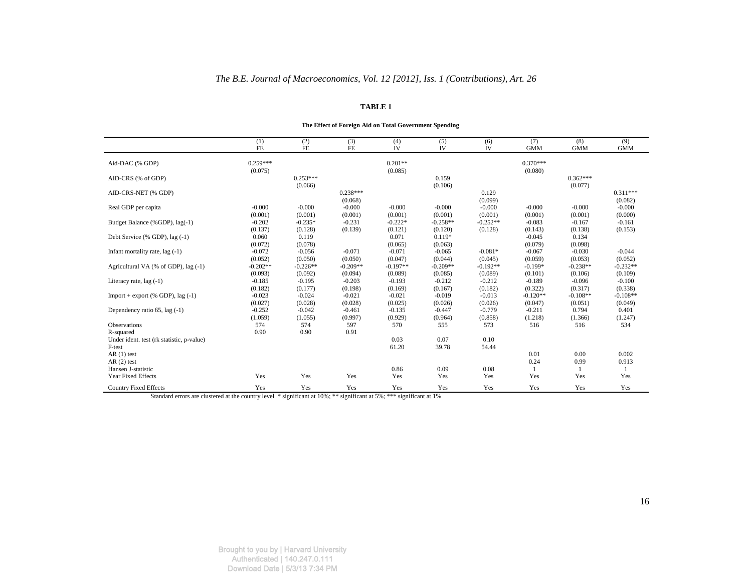**TABLE 1**

**The Effect of Foreign Aid on Total Government Spending**

| | (1) FE | (2) FE | (3) FE | (4) IV | (5) IV | (6) IV | (7) GMM | (8) GMM | (9) GMM |
|---|---|---|---|---|---|---|---|---|---|
| Aid-DAC (% GDP) | 0.259*** | | | 0.201** | | | 0.370*** | | |
| | (0.075) | | | (0.085) | | | (0.080) | | |
| AID-CRS (% of GDP) | | 0.253*** | | | 0.159 | | | 0.362*** | |
| | | (0.066) | | | (0.106) | | | (0.077) | |
| AID-CRS-NET (% GDP) | | | 0.238*** | | | 0.129 | | | 0.311*** |
| | | | (0.068) | | | (0.099) | | | (0.082) |
| Real GDP per capita | -0.000 | -0.000 | -0.000 | -0.000 | -0.000 | -0.000 | -0.000 | -0.000 | -0.000 |
| | (0.001) | (0.001) | (0.001) | (0.001) | (0.001) | (0.001) | (0.001) | (0.001) | (0.000) |
| Budget Balance (%GDP), lag(-1) | -0.202 | -0.235* | -0.231 | -0.222* | -0.258** | -0.252** | -0.083 | -0.167 | -0.161 |
| | (0.137) | (0.128) | (0.139) | (0.121) | (0.120) | (0.128) | (0.143) | (0.138) | (0.153) |
| Debt Service (% GDP), lag (-1) | 0.060 | 0.119 | | 0.071 | 0.119* | | -0.045 | 0.134 | |
| | (0.072) | (0.078) | | (0.065) | (0.063) | | (0.079) | (0.098) | |
| Infant mortality rate, lag (-1) | -0.072 | -0.056 | -0.071 | -0.071 | -0.065 | -0.081* | -0.067 | -0.030 | -0.044 |
| | (0.052) | (0.050) | (0.050) | (0.047) | (0.044) | (0.045) | (0.059) | (0.053) | (0.052) |
| Agricultural VA (% of GDP), lag (-1) | -0.202** | -0.226** | -0.209** | -0.197** | -0.209** | -0.192** | -0.199* | -0.238** | -0.232** |
| | (0.093) | (0.092) | (0.094) | (0.089) | (0.085) | (0.089) | (0.101) | (0.106) | (0.109) |
| Literacy rate, lag (-1) | -0.185 | -0.195 | -0.203 | -0.193 | -0.212 | -0.212 | -0.189 | -0.096 | -0.100 |
| | (0.182) | (0.177) | (0.198) | (0.169) | (0.167) | (0.182) | (0.322) | (0.317) | (0.338) |
| Import + export (% GDP), lag (-1) | -0.023 | -0.024 | -0.021 | -0.021 | -0.019 | -0.013 | -0.120** | -0.108** | -0.108** |
| | (0.027) | (0.028) | (0.028) | (0.025) | (0.026) | (0.026) | (0.047) | (0.051) | (0.049) |
| Dependency ratio 65, lag (-1) | -0.252 | -0.042 | -0.461 | -0.135 | -0.447 | -0.779 | -0.211 | 0.794 | 0.401 |
| | (1.059) | (1.055) | (0.997) | (0.929) | (0.964) | (0.858) | (1.218) | (1.366) | (1.247) |
| Observations | 574 | 574 | 597 | 570 | 555 | 573 | 516 | 516 | 534 |
| R-squared | 0.90 | 0.90 | 0.91 | | | | | | |
| Under ident. test (rk statistic, p-value) | | | | 0.03 | 0.07 | 0.10 | | | |
| F-test | | | | 61.20 | 39.78 | 54.44 | | | |
| AR (1) test | | | | | | | 0.01 | 0.00 | 0.002 |
| AR (2) test | | | | | | | 0.24 | 0.99 | 0.913 |
| Hansen J-statistic | | | | 0.86 | 0.09 | 0.08 | 1 | 1 | 1 |
| Year Fixed Effects | Yes | Yes | Yes | Yes | Yes | Yes | Yes | Yes | Yes |
| Country Fixed Effects | Yes | Yes | Yes | Yes | Yes | Yes | Yes | Yes | Yes |

Standard errors are clustered at the country level * significant at 10%; ** significant at 5%; *** significant at 1%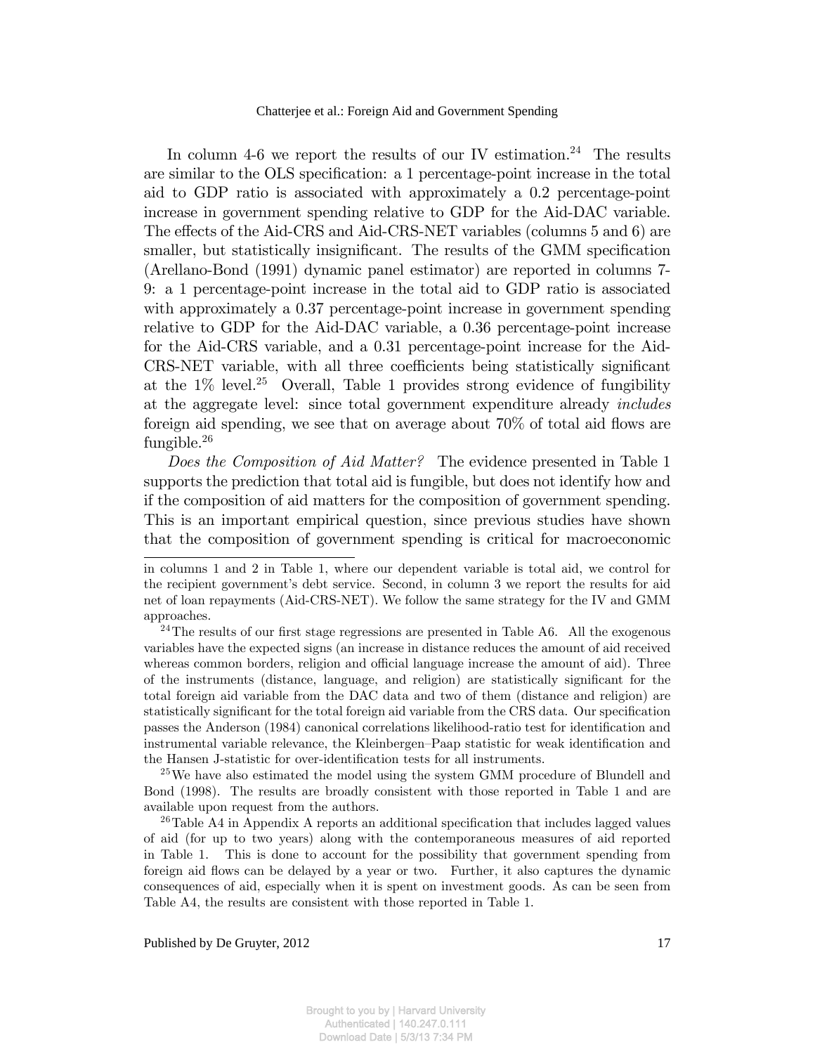In column 4-6 we report the results of our IV estimation.[24] The results are similar to the OLS specification: a 1 percentage-point increase in the total aid to GDP ratio is associated with approximately a 0.2 percentage-point increase in government spending relative to GDP for the Aid-DAC variable. The effects of the Aid-CRS and Aid-CRS-NET variables (columns 5 and 6) are smaller, but statistically insignificant. The results of the GMM specification (Arellano-Bond (1991) dynamic panel estimator) are reported in columns 7-9: a 1 percentage-point increase in the total aid to GDP ratio is associated with approximately a 0.37 percentage-point increase in government spending relative to GDP for the Aid-DAC variable, a 0.36 percentage-point increase for the Aid-CRS variable, and a 0.31 percentage-point increase for the Aid-CRS-NET variable, with all three coefficients being statistically significant at the 1% level.[25] Overall, Table 1 provides strong evidence of fungibility at the aggregate level: since total government expenditure already *includes* foreign aid spending, we see that on average about 70% of total aid flows are fungible.[26]

*Does the Composition of Aid Matter?* The evidence presented in Table 1 supports the prediction that total aid is fungible, but does not identify how and if the composition of aid matters for the composition of government spending. This is an important empirical question, since previous studies have shown that the composition of government spending is critical for macroeconomic

---

in columns 1 and 2 in Table 1, where our dependent variable is total aid, we control for the recipient government's debt service. Second, in column 3 we report the results for aid net of loan repayments (Aid-CRS-NET). We follow the same strategy for the IV and GMM approaches.

[24] The results of our first stage regressions are presented in Table A6. All the exogenous variables have the expected signs (an increase in distance reduces the amount of aid received whereas common borders, religion and official language increase the amount of aid). Three of the instruments (distance, language, and religion) are statistically significant for the total foreign aid variable from the DAC data and two of them (distance and religion) are statistically significant for the total foreign aid variable from the CRS data. Our specification passes the Anderson (1984) canonical correlations likelihood-ratio test for identification and instrumental variable relevance, the Kleinbergen–Paap statistic for weak identification and the Hansen J-statistic for over-identification tests for all instruments.

[25] We have also estimated the model using the system GMM procedure of Blundell and Bond (1998). The results are broadly consistent with those reported in Table 1 and are available upon request from the authors.

[26] Table A4 in Appendix A reports an additional specification that includes lagged values of aid (for up to two years) along with the contemporaneous measures of aid reported in Table 1. This is done to account for the possibility that government spending from foreign aid flows can be delayed by a year or two. Further, it also captures the dynamic consequences of aid, especially when it is spent on investment goods. As can be seen from Table A4, the results are consistent with those reported in Table 1.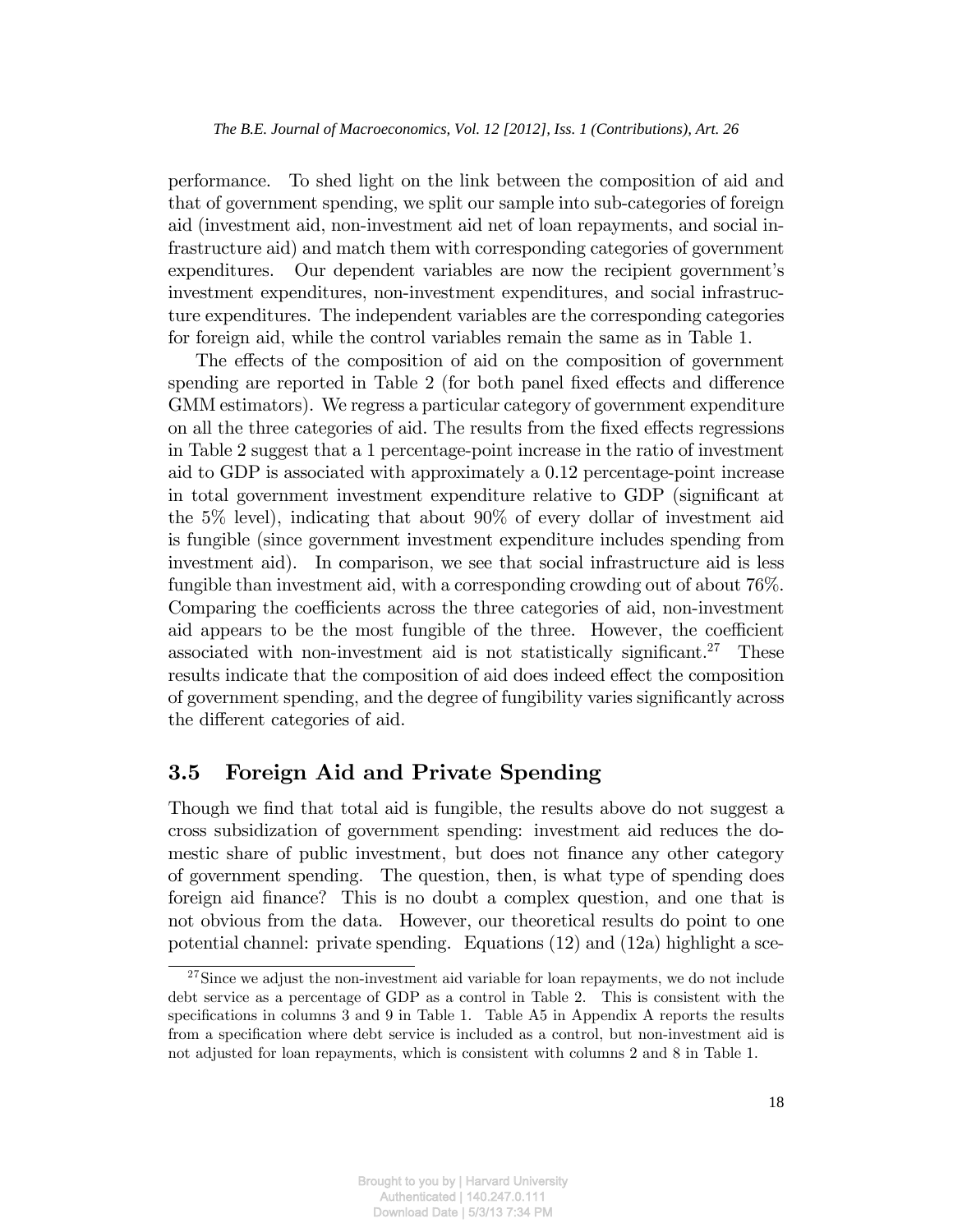performance. To shed light on the link between the composition of aid and that of government spending, we split our sample into sub-categories of foreign aid (investment aid, non-investment aid net of loan repayments, and social infrastructure aid) and match them with corresponding categories of government expenditures. Our dependent variables are now the recipient government's investment expenditures, non-investment expenditures, and social infrastructure expenditures. The independent variables are the corresponding categories for foreign aid, while the control variables remain the same as in Table 1.

The effects of the composition of aid on the composition of government spending are reported in Table 2 (for both panel fixed effects and difference GMM estimators). We regress a particular category of government expenditure on all the three categories of aid. The results from the fixed effects regressions in Table 2 suggest that a 1 percentage-point increase in the ratio of investment aid to GDP is associated with approximately a 0.12 percentage-point increase in total government investment expenditure relative to GDP (significant at the 5% level), indicating that about 90% of every dollar of investment aid is fungible (since government investment expenditure includes spending from investment aid). In comparison, we see that social infrastructure aid is less fungible than investment aid, with a corresponding crowding out of about 76%. Comparing the coefficients across the three categories of aid, non-investment aid appears to be the most fungible of the three. However, the coefficient associated with non-investment aid is not statistically significant.[27] These results indicate that the composition of aid does indeed effect the composition of government spending, and the degree of fungibility varies significantly across the different categories of aid.

### 3.5 Foreign Aid and Private Spending

Though we find that total aid is fungible, the results above do not suggest a cross subsidization of government spending: investment aid reduces the domestic share of public investment, but does not finance any other category of government spending. The question, then, is what type of spending does foreign aid finance? This is no doubt a complex question, and one that is not obvious from the data. However, our theoretical results do point to one potential channel: private spending. Equations (12) and (12a) highlight a sce-

[27] Since we adjust the non-investment aid variable for loan repayments, we do not include debt service as a percentage of GDP as a control in Table 2. This is consistent with the specifications in columns 3 and 9 in Table 1. Table A5 in Appendix A reports the results from a specification where debt service is included as a control, but non-investment aid is not adjusted for loan repayments, which is consistent with columns 2 and 8 in Table 1.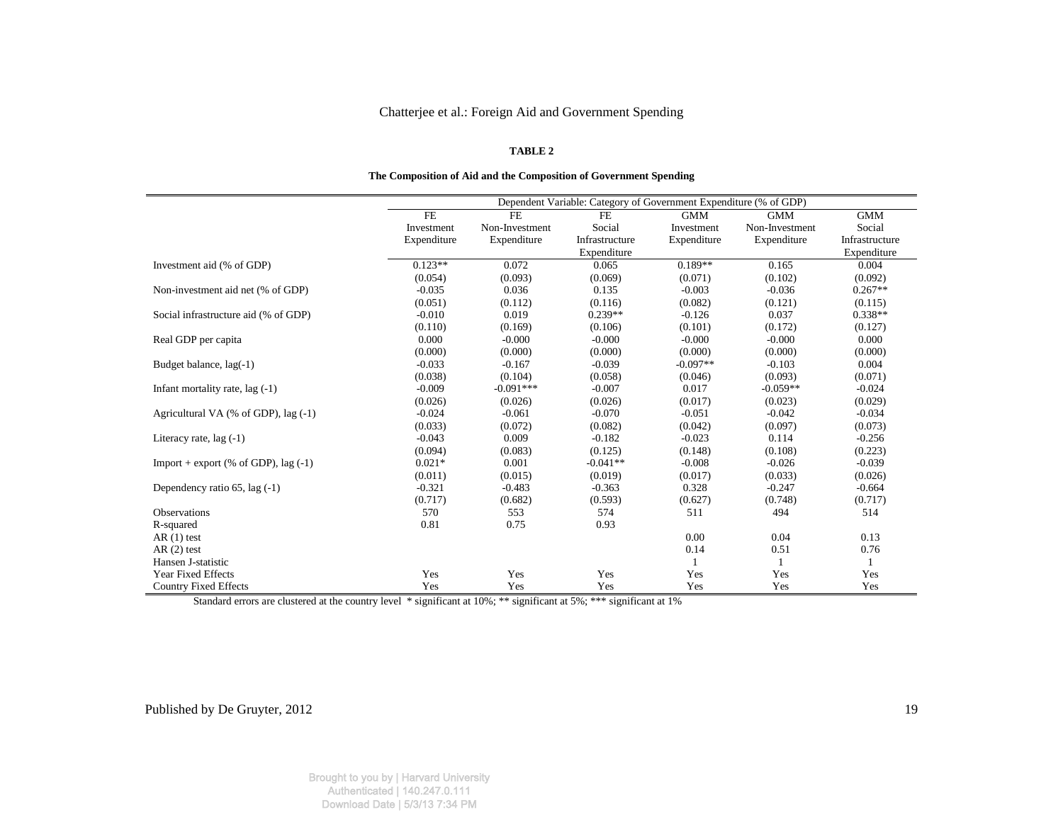**TABLE 2**

**The Composition of Aid and the Composition of Government Spending**

| | Dependent Variable: Category of Government Expenditure (% of GDP) | | | | | |
|---|---|---|---|---|---|---|
| | FE Investment Expenditure | FE Non-Investment Expenditure | FE Social Infrastructure Expenditure | GMM Investment Expenditure | GMM Non-Investment Expenditure | GMM Social Infrastructure Expenditure |
| Investment aid (% of GDP) | 0.123** | 0.072 | 0.065 | 0.189** | 0.165 | 0.004 |
| | (0.054) | (0.093) | (0.069) | (0.071) | (0.102) | (0.092) |
| Non-investment aid net (% of GDP) | -0.035 | 0.036 | 0.135 | -0.003 | -0.036 | 0.267** |
| | (0.051) | (0.112) | (0.116) | (0.082) | (0.121) | (0.115) |
| Social infrastructure aid (% of GDP) | -0.010 | 0.019 | 0.239** | -0.126 | 0.037 | 0.338** |
| | (0.110) | (0.169) | (0.106) | (0.101) | (0.172) | (0.127) |
| Real GDP per capita | 0.000 | -0.000 | -0.000 | -0.000 | -0.000 | 0.000 |
| | (0.000) | (0.000) | (0.000) | (0.000) | (0.000) | (0.000) |
| Budget balance, lag(-1) | -0.033 | -0.167 | -0.039 | -0.097** | -0.103 | 0.004 |
| | (0.038) | (0.104) | (0.058) | (0.046) | (0.093) | (0.071) |
| Infant mortality rate, lag (-1) | -0.009 | -0.091*** | -0.007 | 0.017 | -0.059** | -0.024 |
| | (0.026) | (0.026) | (0.026) | (0.017) | (0.023) | (0.029) |
| Agricultural VA (% of GDP), lag (-1) | -0.024 | -0.061 | -0.070 | -0.051 | -0.042 | -0.034 |
| | (0.033) | (0.072) | (0.082) | (0.042) | (0.097) | (0.073) |
| Literacy rate, lag (-1) | -0.043 | 0.009 | -0.182 | -0.023 | 0.114 | -0.256 |
| | (0.094) | (0.083) | (0.125) | (0.148) | (0.108) | (0.223) |
| Import + export (% of GDP), lag (-1) | 0.021* | 0.001 | -0.041** | -0.008 | -0.026 | -0.039 |
| | (0.011) | (0.015) | (0.019) | (0.017) | (0.033) | (0.026) |
| Dependency ratio 65, lag (-1) | -0.321 | -0.483 | -0.363 | 0.328 | -0.247 | -0.664 |
| | (0.717) | (0.682) | (0.593) | (0.627) | (0.748) | (0.717) |
| Observations | 570 | 553 | 574 | 511 | 494 | 514 |
| R-squared | 0.81 | 0.75 | 0.93 | | | |
| AR (1) test | | | | 0.00 | 0.04 | 0.13 |
| AR (2) test | | | | 0.14 | 0.51 | 0.76 |
| Hansen J-statistic | | | | 1 | 1 | 1 |
| Year Fixed Effects | Yes | Yes | Yes | Yes | Yes | Yes |
| Country Fixed Effects | Yes | Yes | Yes | Yes | Yes | Yes |

Standard errors are clustered at the country level * significant at 10%; ** significant at 5%; *** significant at 1%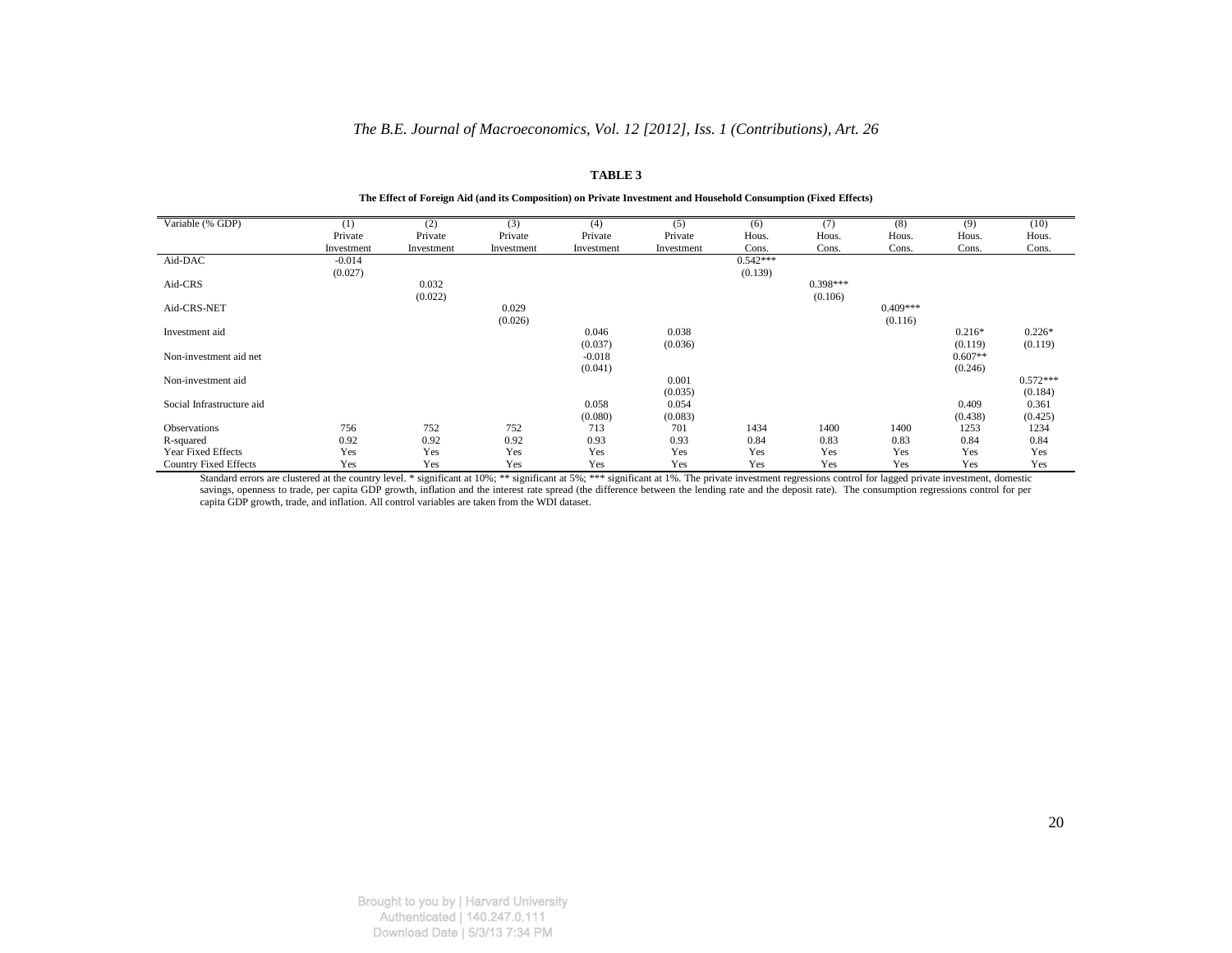**TABLE 3**

**The Effect of Foreign Aid (and its Composition) on Private Investment and Household Consumption (Fixed Effects)**

| Variable (% GDP) | (1) Private Investment | (2) Private Investment | (3) Private Investment | (4) Private Investment | (5) Private Investment | (6) Hous. Cons. | (7) Hous. Cons. | (8) Hous. Cons. | (9) Hous. Cons. | (10) Hous. Cons. |
|---|---|---|---|---|---|---|---|---|---|---|
| Aid-DAC | -0.014 | | | | | 0.542*** | | | | |
| | (0.027) | | | | | (0.139) | | | | |
| Aid-CRS | | 0.032 | | | | | 0.398*** | | | |
| | | (0.022) | | | | | (0.106) | | | |
| Aid-CRS-NET | | | 0.029 | | | | | 0.409*** | | |
| | | | (0.026) | | | | | (0.116) | | |
| Investment aid | | | | 0.046 | 0.038 | | | | 0.216* | 0.226* |
| | | | | (0.037) | (0.036) | | | | (0.119) | (0.119) |
| Non-investment aid net | | | | -0.018 | | | | | 0.607** | |
| | | | | (0.041) | | | | | (0.246) | |
| Non-investment aid | | | | | 0.001 | | | | | 0.572*** |
| | | | | | (0.035) | | | | | (0.184) |
| Social Infrastructure aid | | | | 0.058 | 0.054 | | | | 0.409 | 0.361 |
| | | | | (0.080) | (0.083) | | | | (0.438) | (0.425) |
| Observations | 756 | 752 | 752 | 713 | 701 | 1434 | 1400 | 1400 | 1253 | 1234 |
| R-squared | 0.92 | 0.92 | 0.92 | 0.93 | 0.93 | 0.84 | 0.83 | 0.83 | 0.84 | 0.84 |
| Year Fixed Effects | Yes | Yes | Yes | Yes | Yes | Yes | Yes | Yes | Yes | Yes |
| Country Fixed Effects | Yes | Yes | Yes | Yes | Yes | Yes | Yes | Yes | Yes | Yes |

Standard errors are clustered at the country level. * significant at 10%; ** significant at 5%; *** significant at 1%. The private investment regressions control for lagged private investment, domestic savings, openness to trade, per capita GDP growth, inflation and the interest rate spread (the difference between the lending rate and the deposit rate). The consumption regressions control for per capita GDP growth, trade, and inflation. All control variables are taken from the WDI dataset.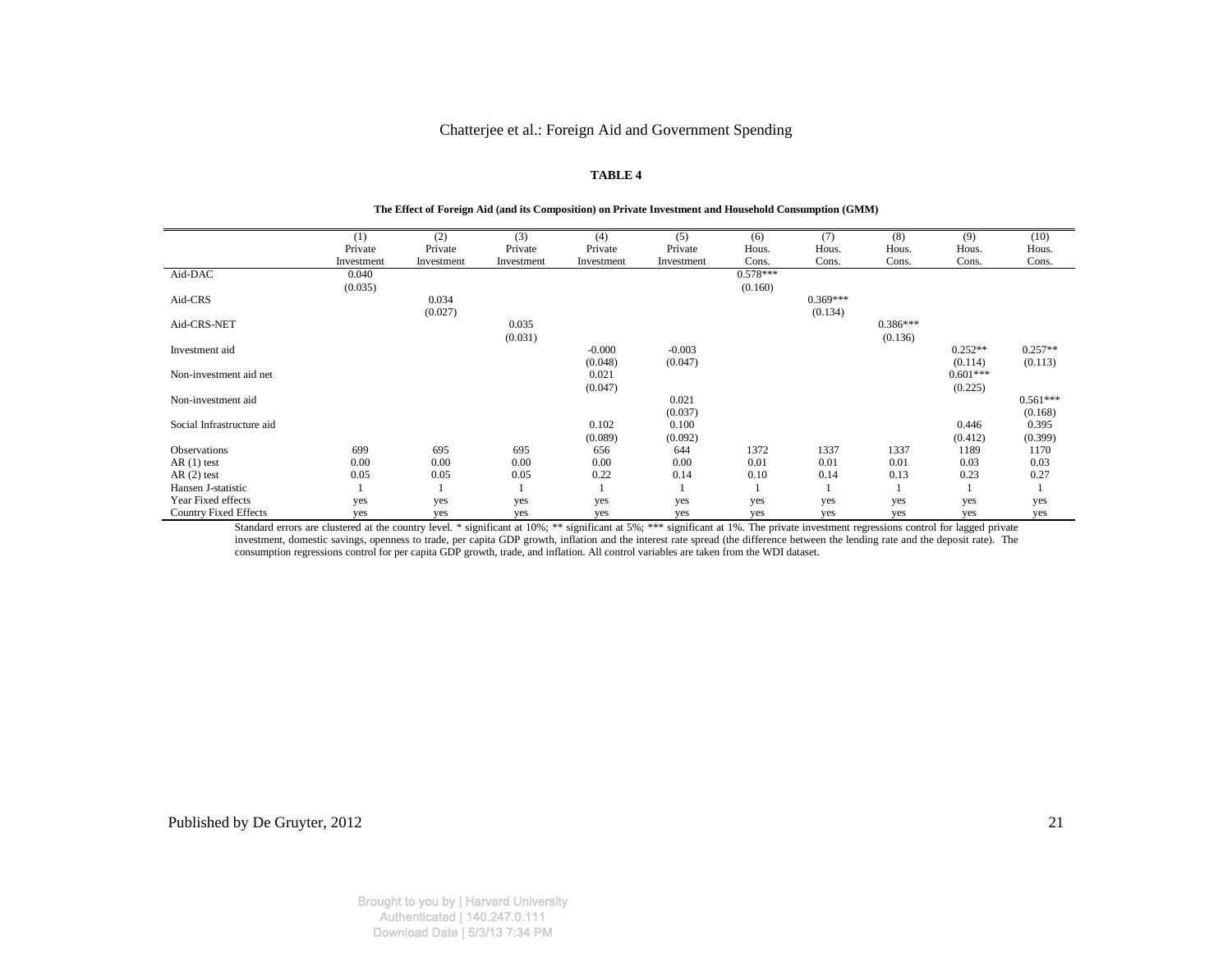**TABLE 4**

**The Effect of Foreign Aid (and its Composition) on Private Investment and Household Consumption (GMM)**

| | (1) Private Investment | (2) Private Investment | (3) Private Investment | (4) Private Investment | (5) Private Investment | (6) Hous. Cons. | (7) Hous. Cons. | (8) Hous. Cons. | (9) Hous. Cons. | (10) Hous. Cons. |
|---|---|---|---|---|---|---|---|---|---|---|
| Aid-DAC | 0.040 | | | | | 0.578*** | | | | |
| | (0.035) | | | | | (0.160) | | | | |
| Aid-CRS | | 0.034 | | | | | 0.369*** | | | |
| | | (0.027) | | | | | (0.134) | | | |
| Aid-CRS-NET | | | 0.035 | | | | | 0.386*** | | |
| | | | (0.031) | | | | | (0.136) | | |
| Investment aid | | | | -0.000 | -0.003 | | | | 0.252** | 0.257** |
| | | | | (0.048) | (0.047) | | | | (0.114) | (0.113) |
| Non-investment aid net | | | | 0.021 | | | | | 0.601*** | |
| | | | | (0.047) | | | | | (0.225) | |
| Non-investment aid | | | | | 0.021 | | | | | 0.561*** |
| | | | | | (0.037) | | | | | (0.168) |
| Social Infrastructure aid | | | | 0.102 | 0.100 | | | | 0.446 | 0.395 |
| | | | | (0.089) | (0.092) | | | | (0.412) | (0.399) |
| Observations | 699 | 695 | 695 | 656 | 644 | 1372 | 1337 | 1337 | 1189 | 1170 |
| AR (1) test | 0.00 | 0.00 | 0.00 | 0.00 | 0.00 | 0.01 | 0.01 | 0.01 | 0.03 | 0.03 |
| AR (2) test | 0.05 | 0.05 | 0.05 | 0.22 | 0.14 | 0.10 | 0.14 | 0.13 | 0.23 | 0.27 |
| Hansen J-statistic | 1 | 1 | 1 | 1 | 1 | 1 | 1 | 1 | 1 | 1 |
| Year Fixed effects | yes | yes | yes | yes | yes | yes | yes | yes | yes | yes |
| Country Fixed Effects | yes | yes | yes | yes | yes | yes | yes | yes | yes | yes |

Standard errors are clustered at the country level. * significant at 10%; ** significant at 5%; *** significant at 1%. The private investment regressions control for lagged private investment, domestic savings, openness to trade, per capita GDP growth, inflation and the interest rate spread (the difference between the lending rate and the deposit rate). The consumption regressions control for per capita GDP growth, trade, and inflation. All control variables are taken from the WDI dataset.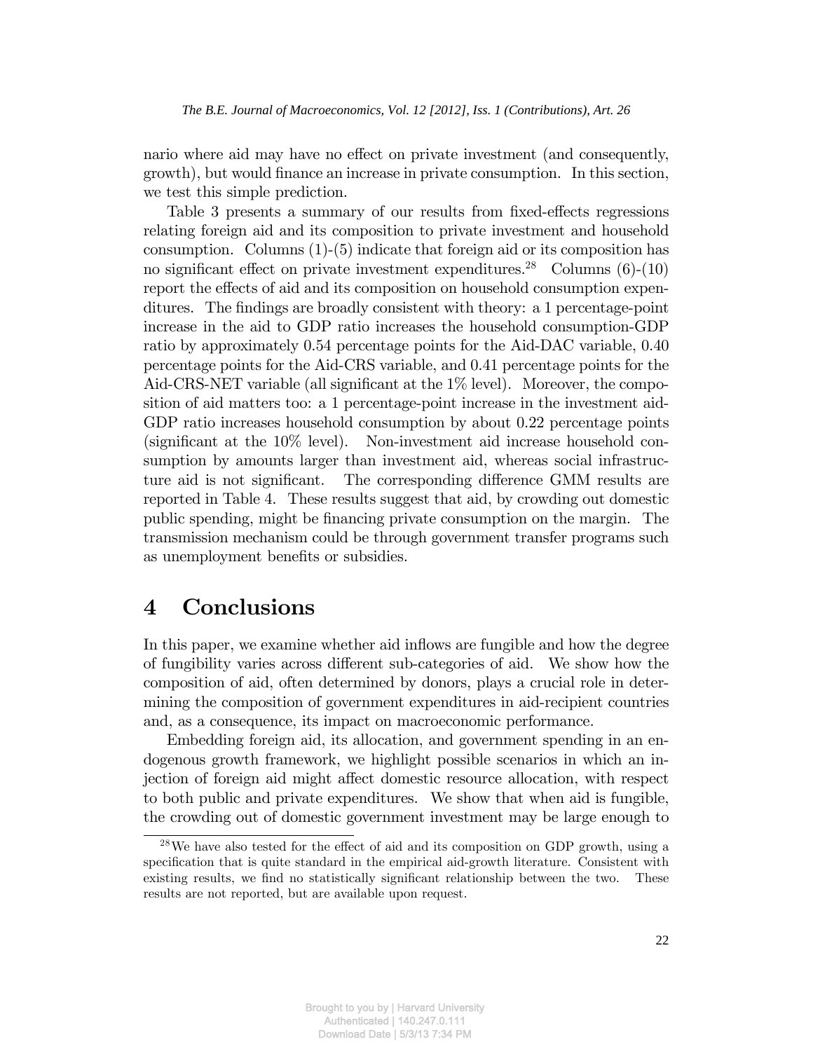nario where aid may have no effect on private investment (and consequently, growth), but would finance an increase in private consumption. In this section, we test this simple prediction.

Table 3 presents a summary of our results from fixed-effects regressions relating foreign aid and its composition to private investment and household consumption. Columns (1)-(5) indicate that foreign aid or its composition has no significant effect on private investment expenditures.[28] Columns (6)-(10) report the effects of aid and its composition on household consumption expenditures. The findings are broadly consistent with theory: a 1 percentage-point increase in the aid to GDP ratio increases the household consumption-GDP ratio by approximately 0.54 percentage points for the Aid-DAC variable, 0.40 percentage points for the Aid-CRS variable, and 0.41 percentage points for the Aid-CRS-NET variable (all significant at the 1% level). Moreover, the composition of aid matters too: a 1 percentage-point increase in the investment aid-GDP ratio increases household consumption by about 0.22 percentage points (significant at the 10% level). Non-investment aid increase household consumption by amounts larger than investment aid, whereas social infrastructure aid is not significant. The corresponding difference GMM results are reported in Table 4. These results suggest that aid, by crowding out domestic public spending, might be financing private consumption on the margin. The transmission mechanism could be through government transfer programs such as unemployment benefits or subsidies.

# 4 Conclusions

In this paper, we examine whether aid inflows are fungible and how the degree of fungibility varies across different sub-categories of aid. We show how the composition of aid, often determined by donors, plays a crucial role in determining the composition of government expenditures in aid-recipient countries and, as a consequence, its impact on macroeconomic performance.

Embedding foreign aid, its allocation, and government spending in an endogenous growth framework, we highlight possible scenarios in which an injection of foreign aid might affect domestic resource allocation, with respect to both public and private expenditures. We show that when aid is fungible, the crowding out of domestic government investment may be large enough to

[28] We have also tested for the effect of aid and its composition on GDP growth, using a specification that is quite standard in the empirical aid-growth literature. Consistent with existing results, we find no statistically significant relationship between the two. These results are not reported, but are available upon request.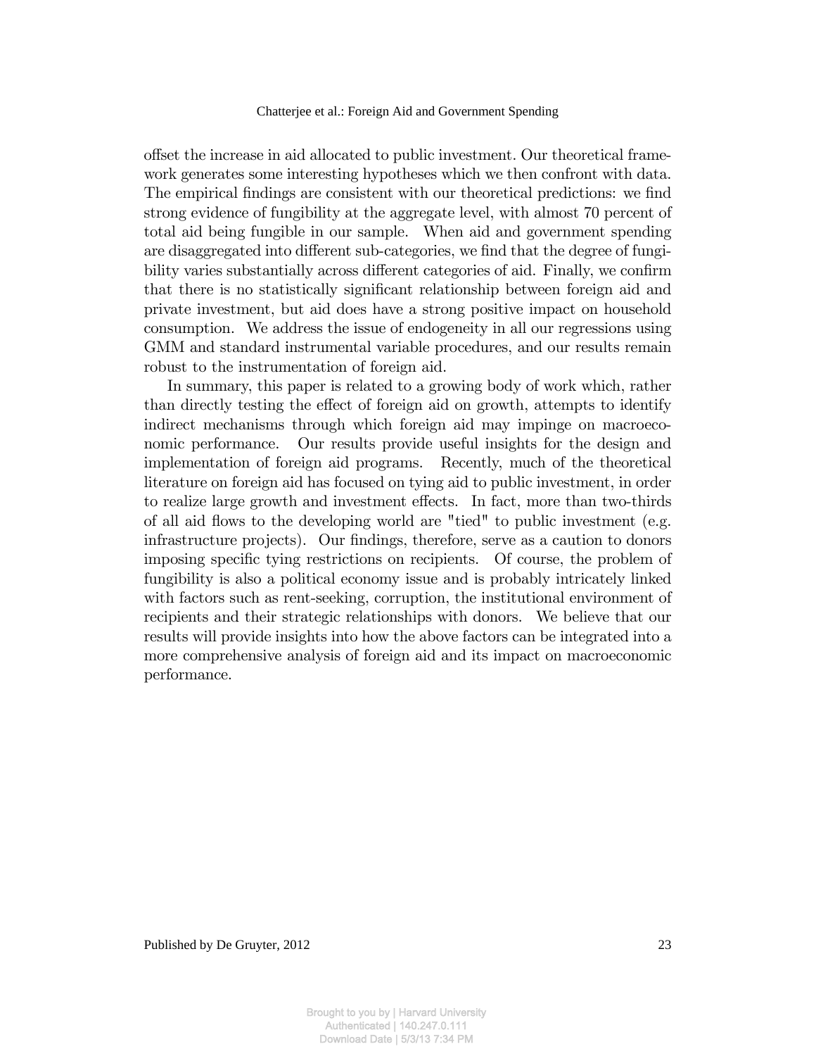offset the increase in aid allocated to public investment. Our theoretical framework generates some interesting hypotheses which we then confront with data. The empirical findings are consistent with our theoretical predictions: we find strong evidence of fungibility at the aggregate level, with almost 70 percent of total aid being fungible in our sample. When aid and government spending are disaggregated into different sub-categories, we find that the degree of fungibility varies substantially across different categories of aid. Finally, we confirm that there is no statistically significant relationship between foreign aid and private investment, but aid does have a strong positive impact on household consumption. We address the issue of endogeneity in all our regressions using GMM and standard instrumental variable procedures, and our results remain robust to the instrumentation of foreign aid.

In summary, this paper is related to a growing body of work which, rather than directly testing the effect of foreign aid on growth, attempts to identify indirect mechanisms through which foreign aid may impinge on macroeconomic performance. Our results provide useful insights for the design and implementation of foreign aid programs. Recently, much of the theoretical literature on foreign aid has focused on tying aid to public investment, in order to realize large growth and investment effects. In fact, more than two-thirds of all aid flows to the developing world are "tied" to public investment (e.g. infrastructure projects). Our findings, therefore, serve as a caution to donors imposing specific tying restrictions on recipients. Of course, the problem of fungibility is also a political economy issue and is probably intricately linked with factors such as rent-seeking, corruption, the institutional environment of recipients and their strategic relationships with donors. We believe that our results will provide insights into how the above factors can be integrated into a more comprehensive analysis of foreign aid and its impact on macroeconomic performance.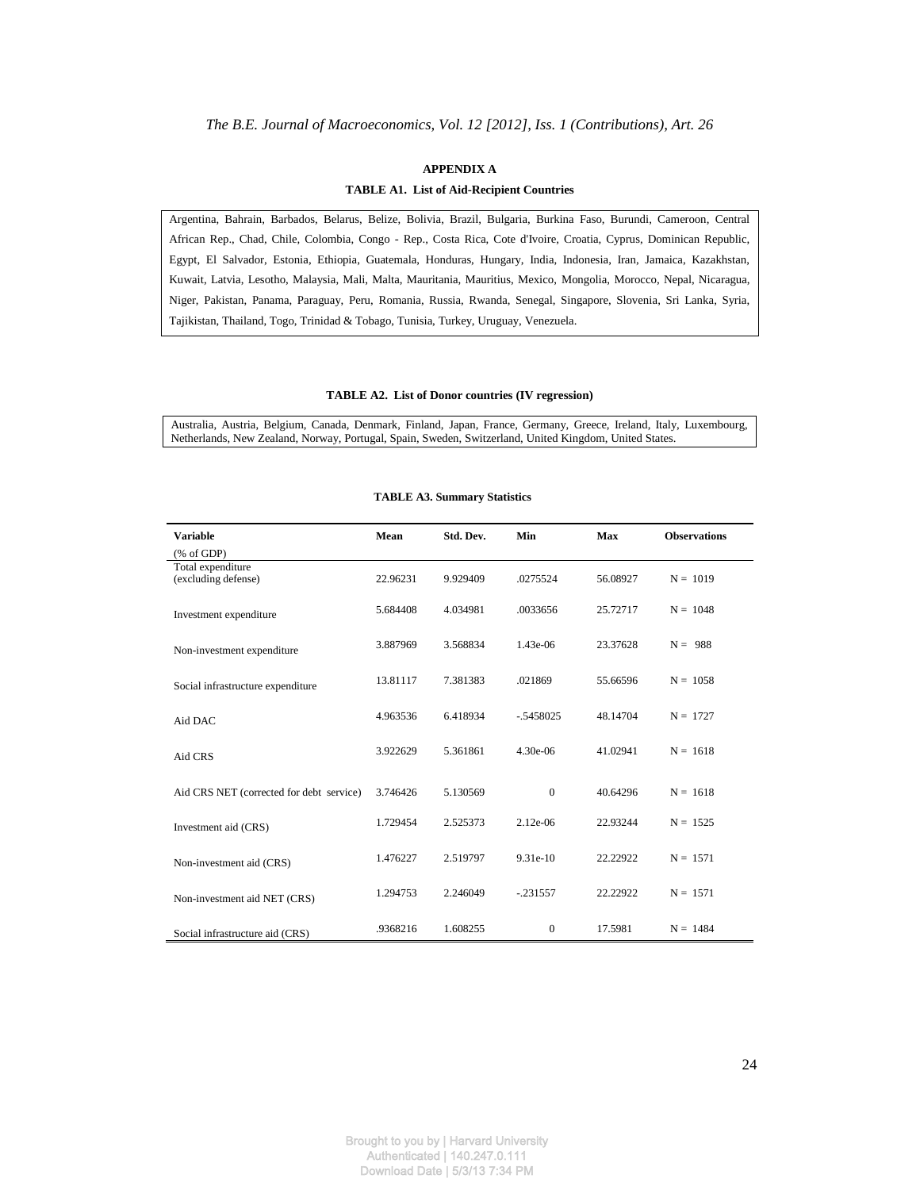## APPENDIX A

**TABLE A1. List of Aid-Recipient Countries**

Argentina, Bahrain, Barbados, Belarus, Belize, Bolivia, Brazil, Bulgaria, Burkina Faso, Burundi, Cameroon, Central African Rep., Chad, Chile, Colombia, Congo - Rep., Costa Rica, Cote d'Ivoire, Croatia, Cyprus, Dominican Republic, Egypt, El Salvador, Estonia, Ethiopia, Guatemala, Honduras, Hungary, India, Indonesia, Iran, Jamaica, Kazakhstan, Kuwait, Latvia, Lesotho, Malaysia, Mali, Malta, Mauritania, Mauritius, Mexico, Mongolia, Morocco, Nepal, Nicaragua, Niger, Pakistan, Panama, Paraguay, Peru, Romania, Russia, Rwanda, Senegal, Singapore, Slovenia, Sri Lanka, Syria, Tajikistan, Thailand, Togo, Trinidad & Tobago, Tunisia, Turkey, Uruguay, Venezuela.

**TABLE A2. List of Donor countries (IV regression)**

Australia, Austria, Belgium, Canada, Denmark, Finland, Japan, France, Germany, Greece, Ireland, Italy, Luxembourg, Netherlands, New Zealand, Norway, Portugal, Spain, Sweden, Switzerland, United Kingdom, United States.

**TABLE A3. Summary Statistics**

| Variable (% of GDP) | Mean | Std. Dev. | Min | Max | Observations |
|---|---|---|---|---|---|
| Total expenditure (excluding defense) | 22.96231 | 9.929409 | .0275524 | 56.08927 | N = 1019 |
| Investment expenditure | 5.684408 | 4.034981 | .0033656 | 25.72717 | N = 1048 |
| Non-investment expenditure | 3.887969 | 3.568834 | 1.43e-06 | 23.37628 | N = 988 |
| Social infrastructure expenditure | 13.81117 | 7.381383 | .021869 | 55.66596 | N = 1058 |
| Aid DAC | 4.963536 | 6.418934 | -.5458025 | 48.14704 | N = 1727 |
| Aid CRS | 3.922629 | 5.361861 | 4.30e-06 | 41.02941 | N = 1618 |
| Aid CRS NET (corrected for debt service) | 3.746426 | 5.130569 | 0 | 40.64296 | N = 1618 |
| Investment aid (CRS) | 1.729454 | 2.525373 | 2.12e-06 | 22.93244 | N = 1525 |
| Non-investment aid (CRS) | 1.476227 | 2.519797 | 9.31e-10 | 22.22922 | N = 1571 |
| Non-investment aid NET (CRS) | 1.294753 | 2.246049 | -.231557 | 22.22922 | N = 1571 |
| Social infrastructure aid (CRS) | .9368216 | 1.608255 | 0 | 17.5981 | N = 1484 |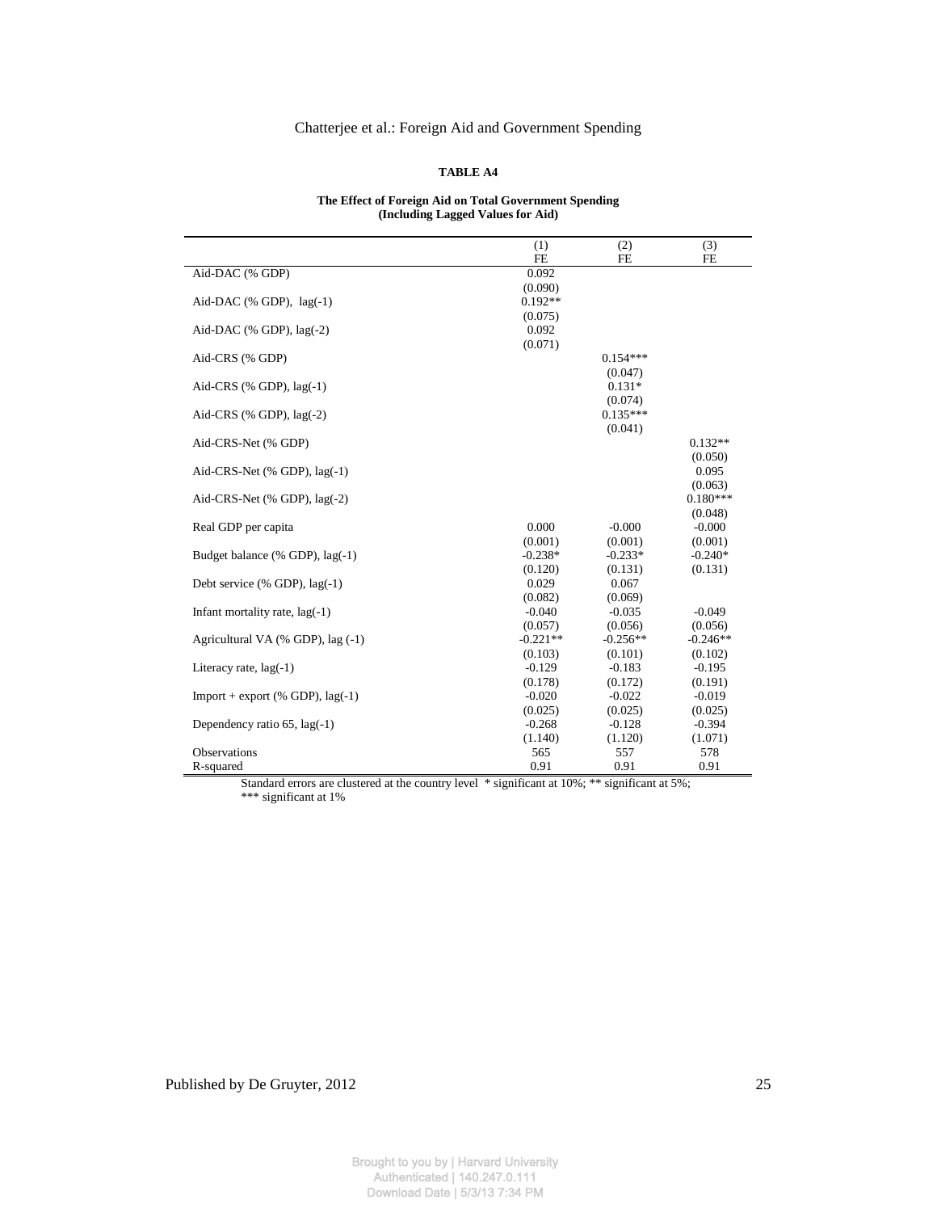**TABLE A4**

**The Effect of Foreign Aid on Total Government Spending (Including Lagged Values for Aid)**

| | (1) FE | (2) FE | (3) FE |
|---|---|---|---|
| Aid-DAC (% GDP) | 0.092 | | |
| | (0.090) | | |
| Aid-DAC (% GDP), lag(-1) | 0.192** | | |
| | (0.075) | | |
| Aid-DAC (% GDP), lag(-2) | 0.092 | | |
| | (0.071) | | |
| Aid-CRS (% GDP) | | 0.154*** | |
| | | (0.047) | |
| Aid-CRS (% GDP), lag(-1) | | 0.131* | |
| | | (0.074) | |
| Aid-CRS (% GDP), lag(-2) | | 0.135*** | |
| | | (0.041) | |
| Aid-CRS-Net (% GDP) | | | 0.132** |
| | | | (0.050) |
| Aid-CRS-Net (% GDP), lag(-1) | | | 0.095 |
| | | | (0.063) |
| Aid-CRS-Net (% GDP), lag(-2) | | | 0.180*** |
| | | | (0.048) |
| Real GDP per capita | 0.000 | -0.000 | -0.000 |
| | (0.001) | (0.001) | (0.001) |
| Budget balance (% GDP), lag(-1) | -0.238* | -0.233* | -0.240* |
| | (0.120) | (0.131) | (0.131) |
| Debt service (% GDP), lag(-1) | 0.029 | 0.067 | |
| | (0.082) | (0.069) | |
| Infant mortality rate, lag(-1) | -0.040 | -0.035 | -0.049 |
| | (0.057) | (0.056) | (0.056) |
| Agricultural VA (% GDP), lag (-1) | -0.221** | -0.256** | -0.246** |
| | (0.103) | (0.101) | (0.102) |
| Literacy rate, lag(-1) | -0.129 | -0.183 | -0.195 |
| | (0.178) | (0.172) | (0.191) |
| Import + export (% GDP), lag(-1) | -0.020 | -0.022 | -0.019 |
| | (0.025) | (0.025) | (0.025) |
| Dependency ratio 65, lag(-1) | -0.268 | -0.128 | -0.394 |
| | (1.140) | (1.120) | (1.071) |
| Observations | 565 | 557 | 578 |
| R-squared | 0.91 | 0.91 | 0.91 |

Standard errors are clustered at the country level * significant at 10%; ** significant at 5%; *** significant at 1%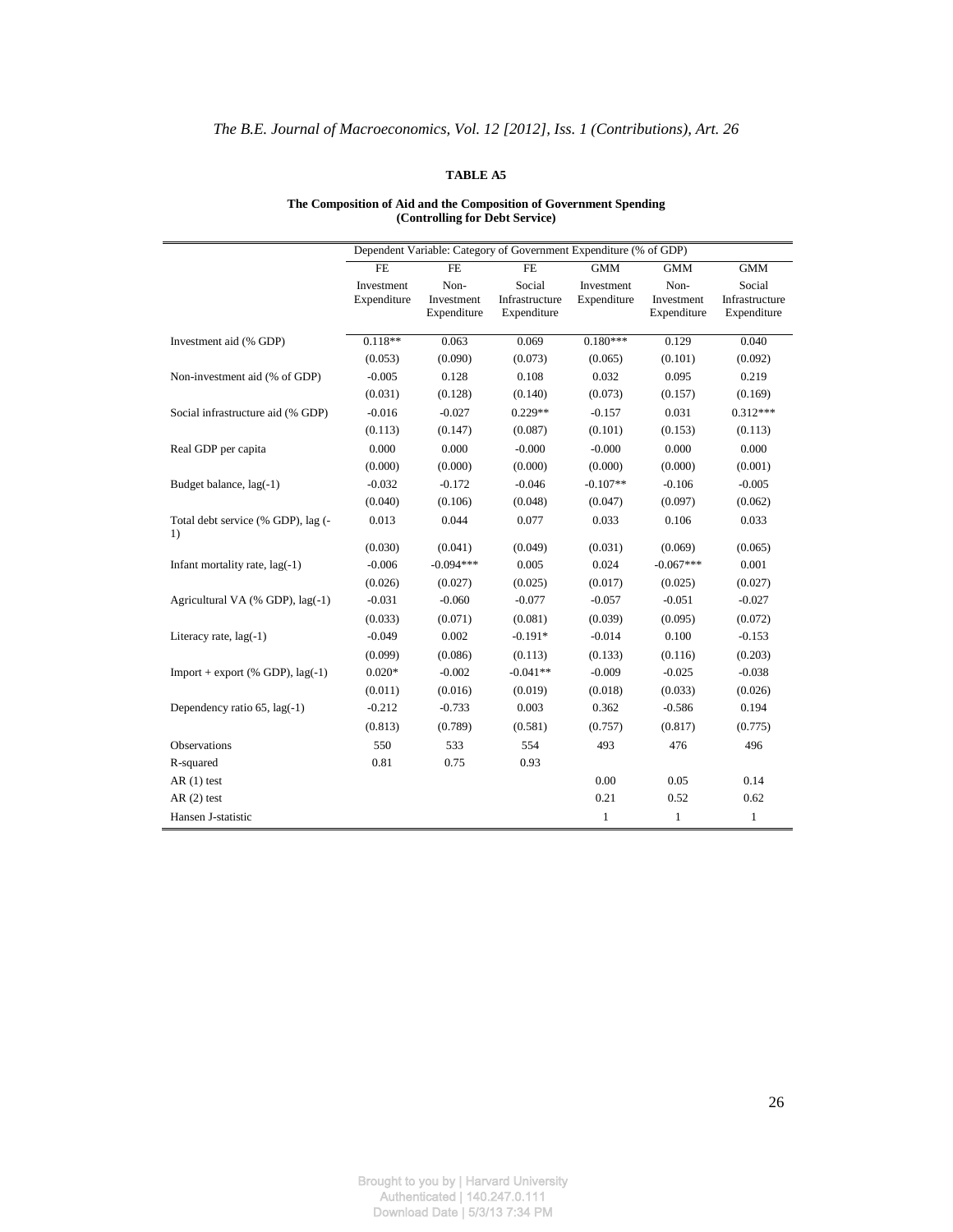**TABLE A5**

**The Composition of Aid and the Composition of Government Spending (Controlling for Debt Service)**

| | Dependent Variable: Category of Government Expenditure (% of GDP) | | | | | |
|---|---|---|---|---|---|---|
| | FE | FE | FE | GMM | GMM | GMM |
| | Investment Expenditure | Non-Investment Expenditure | Social Infrastructure Expenditure | Investment Expenditure | Non-Investment Expenditure | Social Infrastructure Expenditure |
| Investment aid (% GDP) | 0.118** | 0.063 | 0.069 | 0.180*** | 0.129 | 0.040 |
| | (0.053) | (0.090) | (0.073) | (0.065) | (0.101) | (0.092) |
| Non-investment aid (% of GDP) | -0.005 | 0.128 | 0.108 | 0.032 | 0.095 | 0.219 |
| | (0.031) | (0.128) | (0.140) | (0.073) | (0.157) | (0.169) |
| Social infrastructure aid (% GDP) | -0.016 | -0.027 | 0.229** | -0.157 | 0.031 | 0.312*** |
| | (0.113) | (0.147) | (0.087) | (0.101) | (0.153) | (0.113) |
| Real GDP per capita | 0.000 | 0.000 | -0.000 | -0.000 | 0.000 | 0.000 |
| | (0.000) | (0.000) | (0.000) | (0.000) | (0.000) | (0.001) |
| Budget balance, lag(-1) | -0.032 | -0.172 | -0.046 | -0.107** | -0.106 | -0.005 |
| | (0.040) | (0.106) | (0.048) | (0.047) | (0.097) | (0.062) |
| Total debt service (% GDP), lag (-1) | 0.013 | 0.044 | 0.077 | 0.033 | 0.106 | 0.033 |
| | (0.030) | (0.041) | (0.049) | (0.031) | (0.069) | (0.065) |
| Infant mortality rate, lag(-1) | -0.006 | -0.094*** | 0.005 | 0.024 | -0.067*** | 0.001 |
| | (0.026) | (0.027) | (0.025) | (0.017) | (0.025) | (0.027) |
| Agricultural VA (% GDP), lag(-1) | -0.031 | -0.060 | -0.077 | -0.057 | -0.051 | -0.027 |
| | (0.033) | (0.071) | (0.081) | (0.039) | (0.095) | (0.072) |
| Literacy rate, lag(-1) | -0.049 | 0.002 | -0.191* | -0.014 | 0.100 | -0.153 |
| | (0.099) | (0.086) | (0.113) | (0.133) | (0.116) | (0.203) |
| Import + export (% GDP), lag(-1) | 0.020* | -0.002 | -0.041** | -0.009 | -0.025 | -0.038 |
| | (0.011) | (0.016) | (0.019) | (0.018) | (0.033) | (0.026) |
| Dependency ratio 65, lag(-1) | -0.212 | -0.733 | 0.003 | 0.362 | -0.586 | 0.194 |
| | (0.813) | (0.789) | (0.581) | (0.757) | (0.817) | (0.775) |
| Observations | 550 | 533 | 554 | 493 | 476 | 496 |
| R-squared | 0.81 | 0.75 | 0.93 | | | |
| AR (1) test | | | | 0.00 | 0.05 | 0.14 |
| AR (2) test | | | | 0.21 | 0.52 | 0.62 |
| Hansen J-statistic | | | | 1 | 1 | 1 |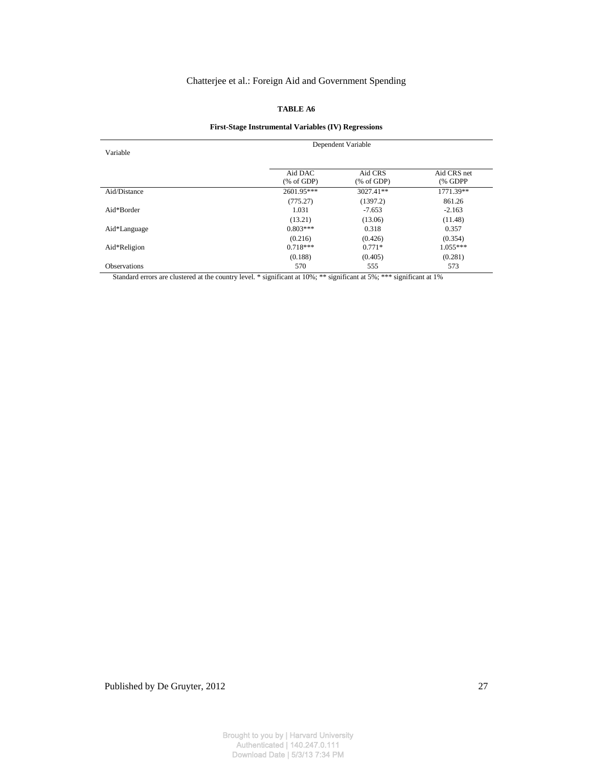**TABLE A6**

**First-Stage Instrumental Variables (IV) Regressions**

| Variable | Dependent Variable | | |
|---|---|---|---|
| | Aid DAC (% of GDP) | Aid CRS (% of GDP) | Aid CRS net (% GDPP |
| Aid/Distance | 2601.95*** | 3027.41** | 1771.39** |
| | (775.27) | (1397.2) | 861.26 |
| Aid*Border | 1.031 | -7.653 | -2.163 |
| | (13.21) | (13.06) | (11.48) |
| Aid*Language | 0.803*** | 0.318 | 0.357 |
| | (0.216) | (0.426) | (0.354) |
| Aid*Religion | 0.718*** | 0.771* | 1.055*** |
| | (0.188) | (0.405) | (0.281) |
| Observations | 570 | 555 | 573 |

Standard errors are clustered at the country level. * significant at 10%; ** significant at 5%; *** significant at 1%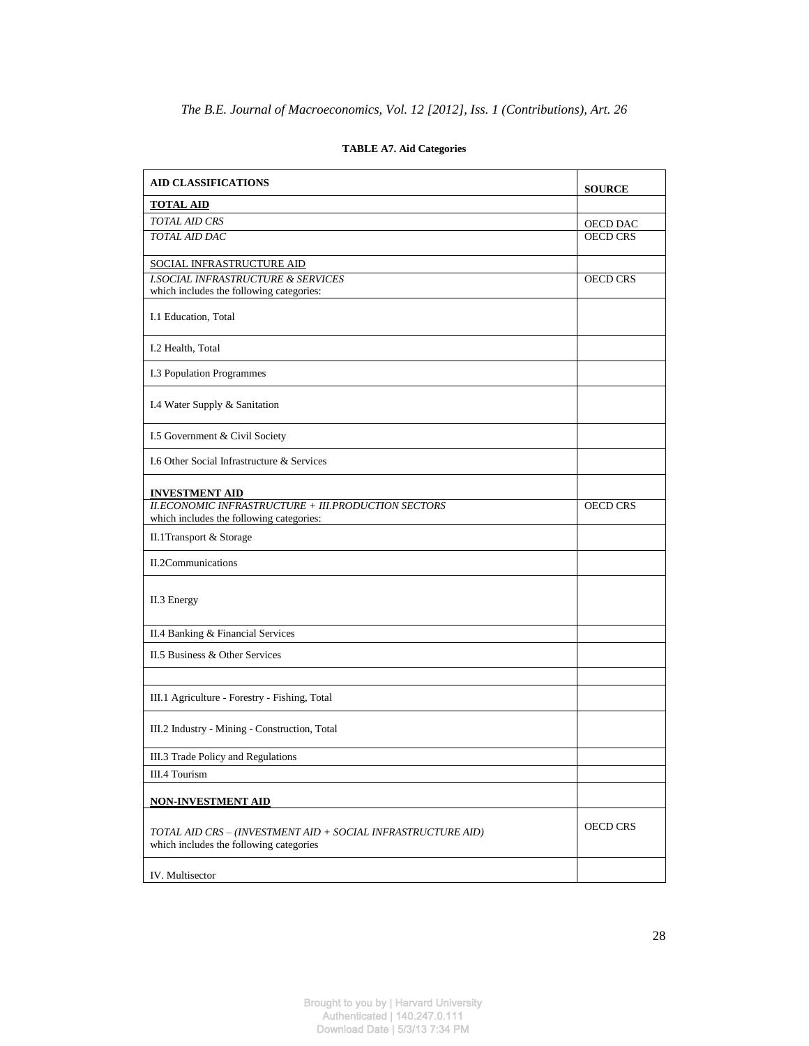**TABLE A7. Aid Categories**

| AID CLASSIFICATIONS | SOURCE |
|---|---|
| **TOTAL AID** | |
| *TOTAL AID CRS* | OECD DAC |
| *TOTAL AID DAC* | OECD CRS |
| SOCIAL INFRASTRUCTURE AID | |
| *I.SOCIAL INFRASTRUCTURE & SERVICES* which includes the following categories: | OECD CRS |
| I.1 Education, Total | |
| I.2 Health, Total | |
| I.3 Population Programmes | |
| I.4 Water Supply & Sanitation | |
| I.5 Government & Civil Society | |
| I.6 Other Social Infrastructure & Services | |
| **INVESTMENT AID** | |
| *II.ECONOMIC INFRASTRUCTURE + III.PRODUCTION SECTORS* which includes the following categories: | OECD CRS |
| II.1Transport & Storage | |
| II.2Communications | |
| II.3 Energy | |
| II.4 Banking & Financial Services | |
| II.5 Business & Other Services | |
| | |
| III.1 Agriculture - Forestry - Fishing, Total | |
| III.2 Industry - Mining - Construction, Total | |
| III.3 Trade Policy and Regulations | |
| III.4 Tourism | |
| **NON-INVESTMENT AID** | |
| *TOTAL AID CRS – (INVESTMENT AID + SOCIAL INFRASTRUCTURE AID)* which includes the following categories | OECD CRS |
| IV. Multisector | |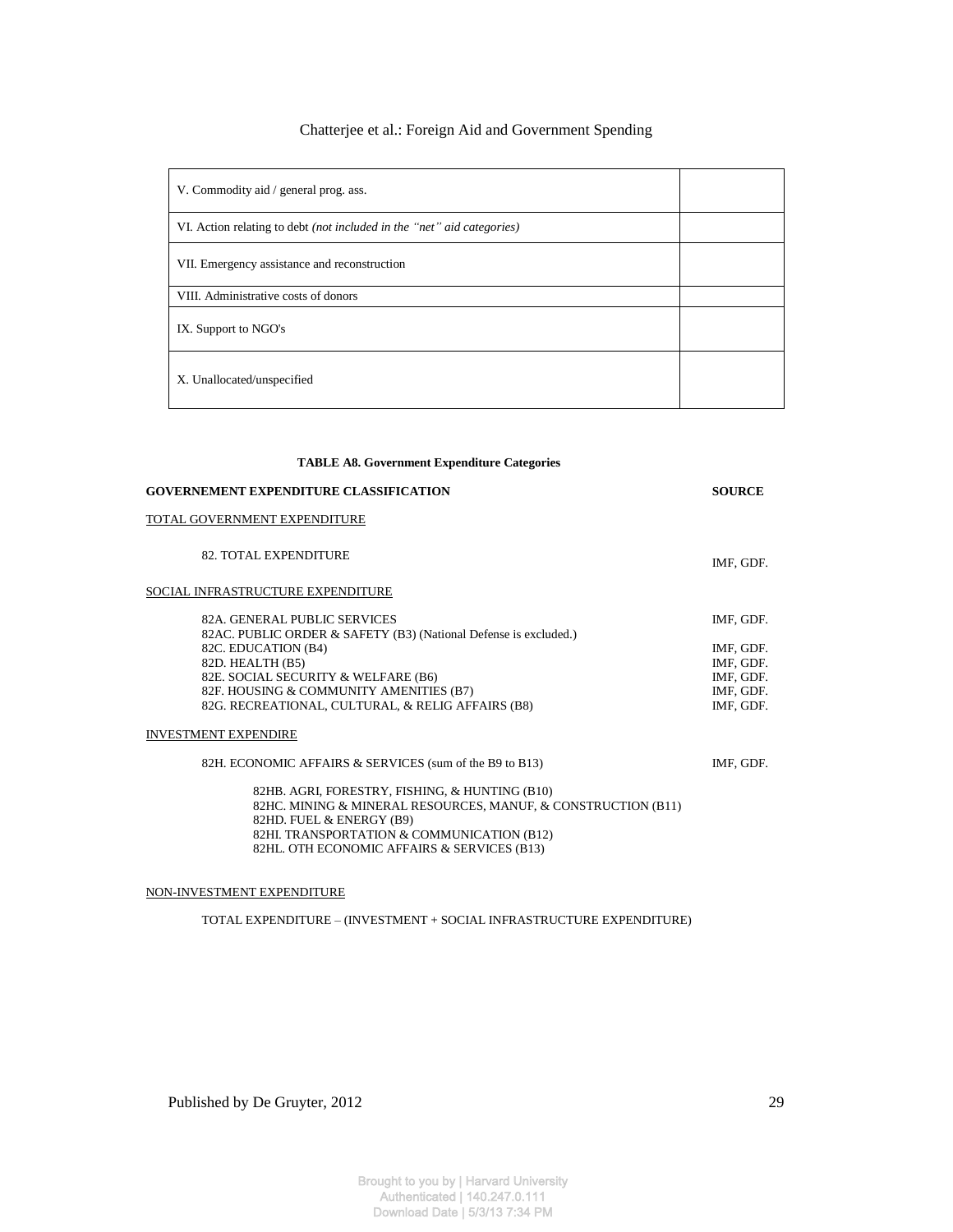| | |
|---|---|
| V. Commodity aid / general prog. ass. | |
| VI. Action relating to debt *(not included in the "net" aid categories)* | |
| VII. Emergency assistance and reconstruction | |
| VIII. Administrative costs of donors | |
| IX. Support to NGO's | |
| X. Unallocated/unspecified | |

**TABLE A8. Government Expenditure Categories**

| GOVERNEMENT EXPENDITURE CLASSIFICATION | SOURCE |
|---|---|
| TOTAL GOVERNMENT EXPENDITURE | |
| 82. TOTAL EXPENDITURE | IMF, GDF. |
| SOCIAL INFRASTRUCTURE EXPENDITURE | |
| 82A. GENERAL PUBLIC SERVICES | IMF, GDF. |
| 82AC. PUBLIC ORDER & SAFETY (B3) (National Defense is excluded.) | |
| 82C. EDUCATION (B4) | IMF, GDF. |
| 82D. HEALTH (B5) | IMF, GDF. |
| 82E. SOCIAL SECURITY & WELFARE (B6) | IMF, GDF. |
| 82F. HOUSING & COMMUNITY AMENITIES (B7) | IMF, GDF. |
| 82G. RECREATIONAL, CULTURAL, & RELIG AFFAIRS (B8) | IMF, GDF. |
| INVESTMENT EXPENDIRE | |
| 82H. ECONOMIC AFFAIRS & SERVICES (sum of the B9 to B13) | IMF, GDF. |
| 82HB. AGRI, FORESTRY, FISHING, & HUNTING (B10) | |
| 82HC. MINING & MINERAL RESOURCES, MANUF, & CONSTRUCTION (B11) | |
| 82HD. FUEL & ENERGY (B9) | |
| 82HI. TRANSPORTATION & COMMUNICATION (B12) | |
| 82HL. OTH ECONOMIC AFFAIRS & SERVICES (B13) | |
| NON-INVESTMENT EXPENDITURE | |
| TOTAL EXPENDITURE – (INVESTMENT + SOCIAL INFRASTRUCTURE EXPENDITURE) | |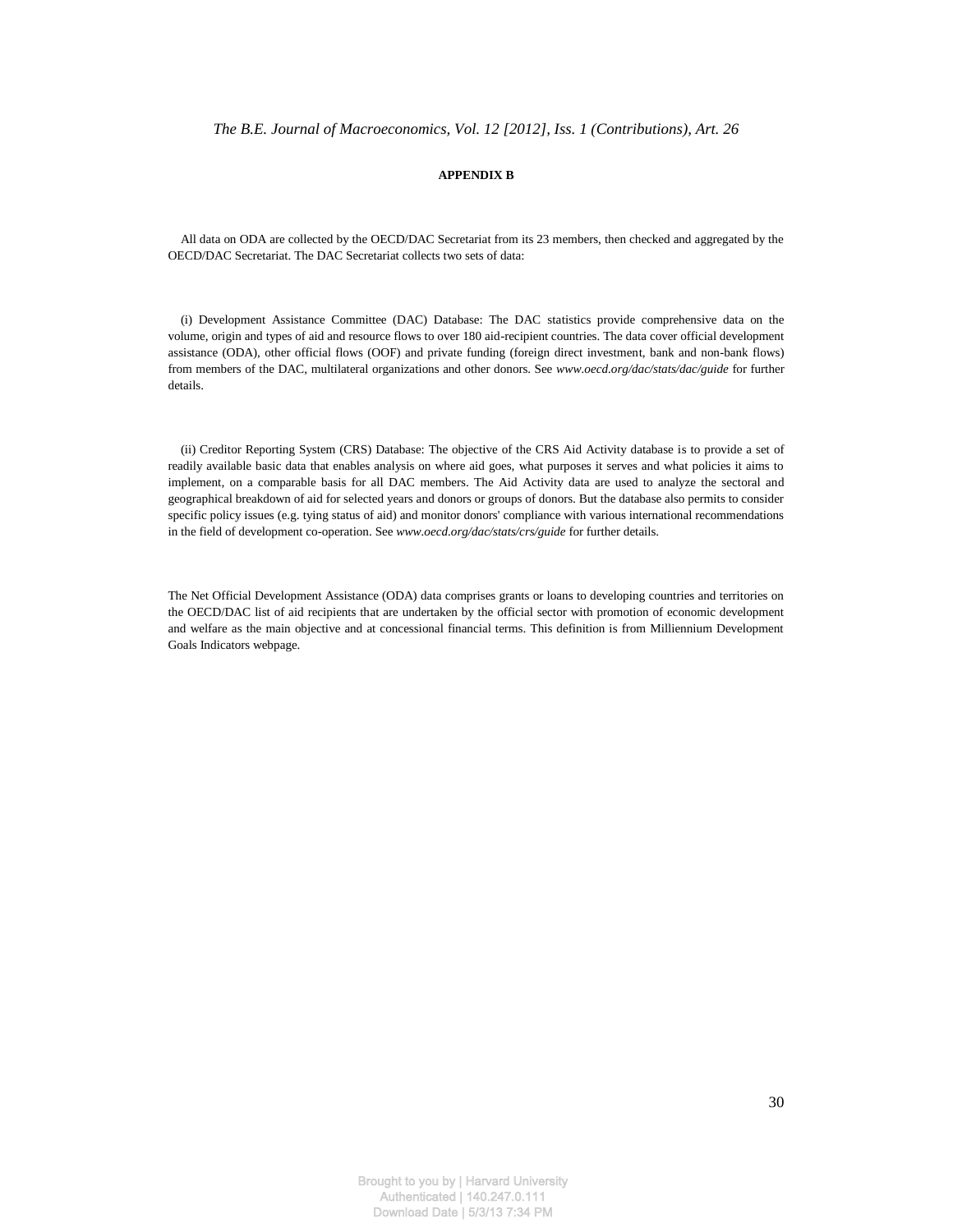## APPENDIX B

All data on ODA are collected by the OECD/DAC Secretariat from its 23 members, then checked and aggregated by the OECD/DAC Secretariat. The DAC Secretariat collects two sets of data:

(i) Development Assistance Committee (DAC) Database: The DAC statistics provide comprehensive data on the volume, origin and types of aid and resource flows to over 180 aid-recipient countries. The data cover official development assistance (ODA), other official flows (OOF) and private funding (foreign direct investment, bank and non-bank flows) from members of the DAC, multilateral organizations and other donors. See *www.oecd.org/dac/stats/dac/guide* for further details.

(ii) Creditor Reporting System (CRS) Database: The objective of the CRS Aid Activity database is to provide a set of readily available basic data that enables analysis on where aid goes, what purposes it serves and what policies it aims to implement, on a comparable basis for all DAC members. The Aid Activity data are used to analyze the sectoral and geographical breakdown of aid for selected years and donors or groups of donors. But the database also permits to consider specific policy issues (e.g. tying status of aid) and monitor donors' compliance with various international recommendations in the field of development co-operation. See *www.oecd.org/dac/stats/crs/guide* for further details.

The Net Official Development Assistance (ODA) data comprises grants or loans to developing countries and territories on the OECD/DAC list of aid recipients that are undertaken by the official sector with promotion of economic development and welfare as the main objective and at concessional financial terms. This definition is from Milliennium Development Goals Indicators webpage.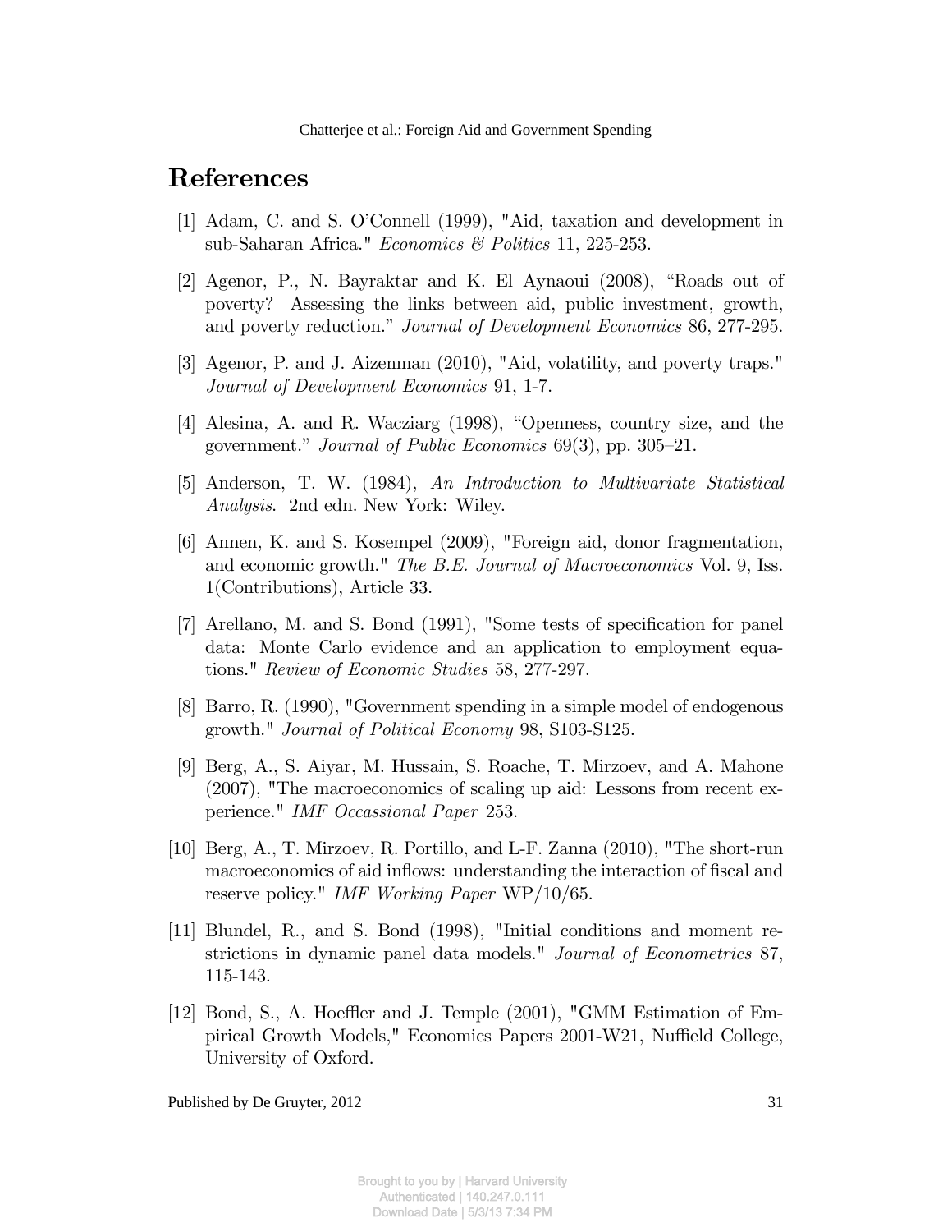## References

[1] Adam, C. and S. O'Connell (1999), "Aid, taxation and development in sub-Saharan Africa." *Economics & Politics* 11, 225-253.

[2] Agenor, P., N. Bayraktar and K. El Aynaoui (2008), "Roads out of poverty? Assessing the links between aid, public investment, growth, and poverty reduction." *Journal of Development Economics* 86, 277-295.

[3] Agenor, P. and J. Aizenman (2010), "Aid, volatility, and poverty traps." *Journal of Development Economics* 91, 1-7.

[4] Alesina, A. and R. Wacziarg (1998), "Openness, country size, and the government." *Journal of Public Economics* 69(3), pp. 305–21.

[5] Anderson, T. W. (1984), *An Introduction to Multivariate Statistical Analysis*. 2nd edn. New York: Wiley.

[6] Annen, K. and S. Kosempel (2009), "Foreign aid, donor fragmentation, and economic growth." *The B.E. Journal of Macroeconomics* Vol. 9, Iss. 1(Contributions), Article 33.

[7] Arellano, M. and S. Bond (1991), "Some tests of specification for panel data: Monte Carlo evidence and an application to employment equations." *Review of Economic Studies* 58, 277-297.

[8] Barro, R. (1990), "Government spending in a simple model of endogenous growth." *Journal of Political Economy* 98, S103-S125.

[9] Berg, A., S. Aiyar, M. Hussain, S. Roache, T. Mirzoev, and A. Mahone (2007), "The macroeconomics of scaling up aid: Lessons from recent experience." *IMF Occassional Paper* 253.

[10] Berg, A., T. Mirzoev, R. Portillo, and L-F. Zanna (2010), "The short-run macroeconomics of aid inflows: understanding the interaction of fiscal and reserve policy." *IMF Working Paper* WP/10/65.

[11] Blundel, R., and S. Bond (1998), "Initial conditions and moment restrictions in dynamic panel data models." *Journal of Econometrics* 87, 115-143.

[12] Bond, S., A. Hoeffler and J. Temple (2001), "GMM Estimation of Empirical Growth Models," Economics Papers 2001-W21, Nuffield College, University of Oxford.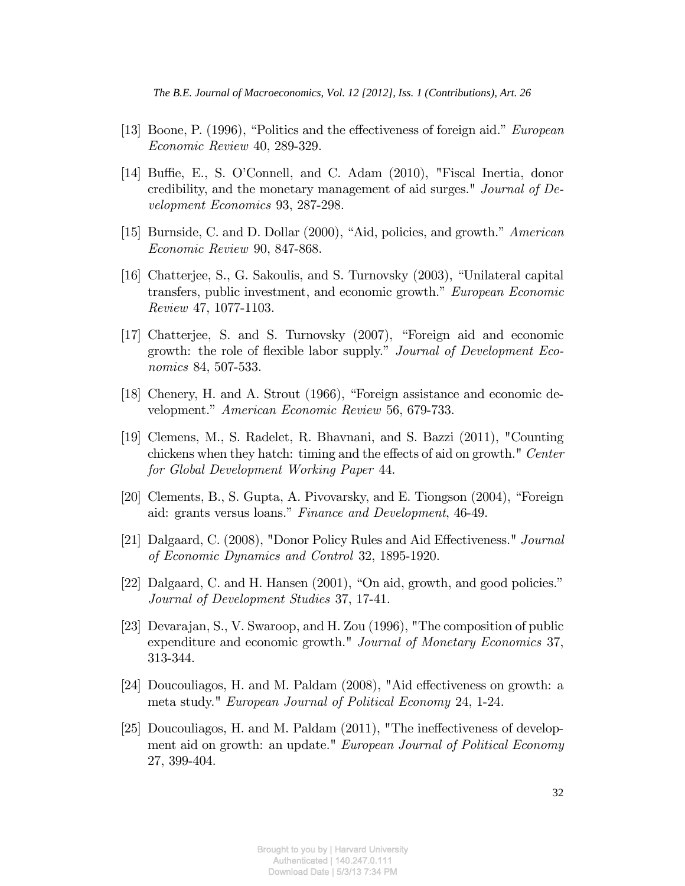[13] Boone, P. (1996), “Politics and the effectiveness of foreign aid.” *European Economic Review* 40, 289-329.

[14] Buffie, E., S. O’Connell, and C. Adam (2010), "Fiscal Inertia, donor credibility, and the monetary management of aid surges." *Journal of Development Economics* 93, 287-298.

[15] Burnside, C. and D. Dollar (2000), “Aid, policies, and growth.” *American Economic Review* 90, 847-868.

[16] Chatterjee, S., G. Sakoulis, and S. Turnovsky (2003), “Unilateral capital transfers, public investment, and economic growth.” *European Economic Review* 47, 1077-1103.

[17] Chatterjee, S. and S. Turnovsky (2007), “Foreign aid and economic growth: the role of flexible labor supply.” *Journal of Development Economics* 84, 507-533.

[18] Chenery, H. and A. Strout (1966), “Foreign assistance and economic development.” *American Economic Review* 56, 679-733.

[19] Clemens, M., S. Radelet, R. Bhavnani, and S. Bazzi (2011), "Counting chickens when they hatch: timing and the effects of aid on growth." *Center for Global Development Working Paper* 44.

[20] Clements, B., S. Gupta, A. Pivovarsky, and E. Tiongson (2004), “Foreign aid: grants versus loans.” *Finance and Development*, 46-49.

[21] Dalgaard, C. (2008), "Donor Policy Rules and Aid Effectiveness." *Journal of Economic Dynamics and Control* 32, 1895-1920.

[22] Dalgaard, C. and H. Hansen (2001), “On aid, growth, and good policies.” *Journal of Development Studies* 37, 17-41.

[23] Devarajan, S., V. Swaroop, and H. Zou (1996), "The composition of public expenditure and economic growth." *Journal of Monetary Economics* 37, 313-344.

[24] Doucouliagos, H. and M. Paldam (2008), "Aid effectiveness on growth: a meta study." *European Journal of Political Economy* 24, 1-24.

[25] Doucouliagos, H. and M. Paldam (2011), "The ineffectiveness of development aid on growth: an update." *European Journal of Political Economy* 27, 399-404.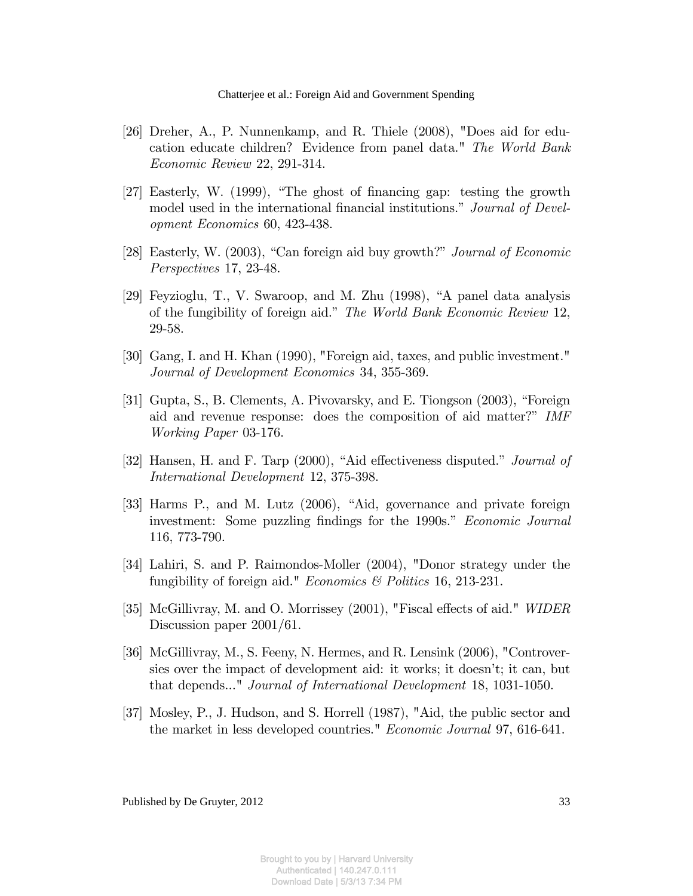[26] Dreher, A., P. Nunnenkamp, and R. Thiele (2008), "Does aid for education educate children? Evidence from panel data." *The World Bank Economic Review* 22, 291-314.

[27] Easterly, W. (1999), "The ghost of financing gap: testing the growth model used in the international financial institutions." *Journal of Development Economics* 60, 423-438.

[28] Easterly, W. (2003), "Can foreign aid buy growth?" *Journal of Economic Perspectives* 17, 23-48.

[29] Feyzioglu, T., V. Swaroop, and M. Zhu (1998), "A panel data analysis of the fungibility of foreign aid." *The World Bank Economic Review* 12, 29-58.

[30] Gang, I. and H. Khan (1990), "Foreign aid, taxes, and public investment." *Journal of Development Economics* 34, 355-369.

[31] Gupta, S., B. Clements, A. Pivovarsky, and E. Tiongson (2003), "Foreign aid and revenue response: does the composition of aid matter?" *IMF Working Paper* 03-176.

[32] Hansen, H. and F. Tarp (2000), "Aid effectiveness disputed." *Journal of International Development* 12, 375-398.

[33] Harms P., and M. Lutz (2006), "Aid, governance and private foreign investment: Some puzzling findings for the 1990s." *Economic Journal* 116, 773-790.

[34] Lahiri, S. and P. Raimondos-Moller (2004), "Donor strategy under the fungibility of foreign aid." *Economics & Politics* 16, 213-231.

[35] McGillivray, M. and O. Morrissey (2001), "Fiscal effects of aid." *WIDER* Discussion paper 2001/61.

[36] McGillivray, M., S. Feeny, N. Hermes, and R. Lensink (2006), "Controversies over the impact of development aid: it works; it doesn't; it can, but that depends..." *Journal of International Development* 18, 1031-1050.

[37] Mosley, P., J. Hudson, and S. Horrell (1987), "Aid, the public sector and the market in less developed countries." *Economic Journal* 97, 616-641.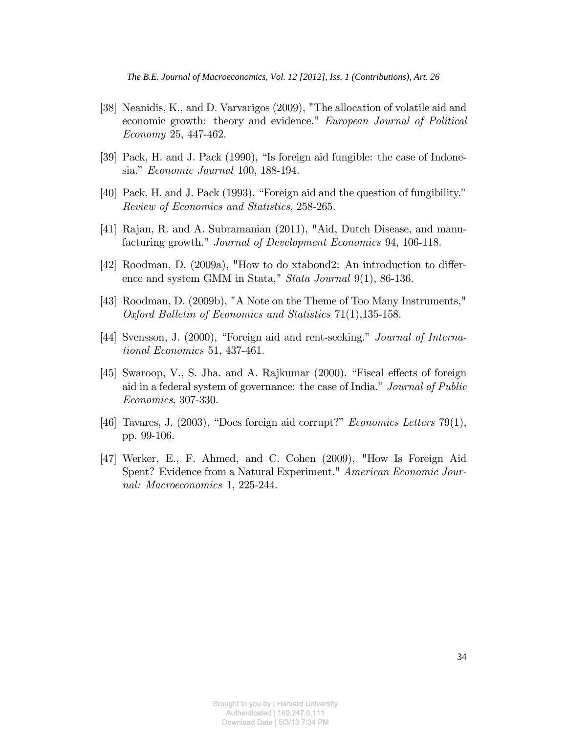[38] Neanidis, K., and D. Varvarigos (2009), "The allocation of volatile aid and economic growth: theory and evidence." *European Journal of Political Economy* 25, 447-462.

[39] Pack, H. and J. Pack (1990), "Is foreign aid fungible: the case of Indonesia." *Economic Journal* 100, 188-194.

[40] Pack, H. and J. Pack (1993), "Foreign aid and the question of fungibility." *Review of Economics and Statistics*, 258-265.

[41] Rajan, R. and A. Subramanian (2011), "Aid, Dutch Disease, and manufacturing growth." *Journal of Development Economics* 94, 106-118.

[42] Roodman, D. (2009a), "How to do xtabond2: An introduction to difference and system GMM in Stata," *Stata Journal* 9(1), 86-136.

[43] Roodman, D. (2009b), "A Note on the Theme of Too Many Instruments," *Oxford Bulletin of Economics and Statistics* 71(1),135-158.

[44] Svensson, J. (2000), "Foreign aid and rent-seeking." *Journal of International Economics* 51, 437-461.

[45] Swaroop, V., S. Jha, and A. Rajkumar (2000), "Fiscal effects of foreign aid in a federal system of governance: the case of India." *Journal of Public Economics*, 307-330.

[46] Tavares, J. (2003), "Does foreign aid corrupt?" *Economics Letters* 79(1), pp. 99-106.

[47] Werker, E., F. Ahmed, and C. Cohen (2009), "How Is Foreign Aid Spent? Evidence from a Natural Experiment." *American Economic Journal: Macroeconomics* 1, 225-244.